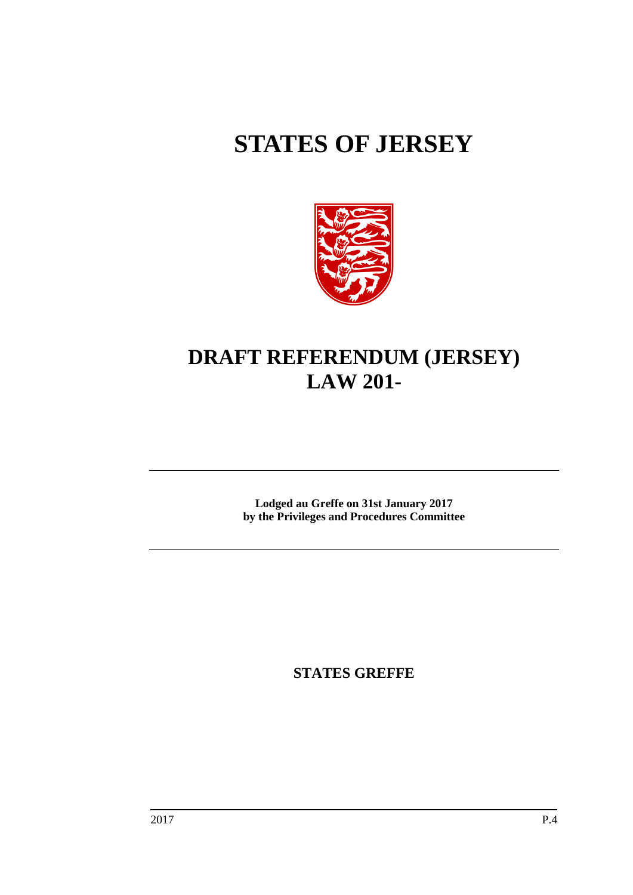# STATES OF JERSEY

# DRAFT REFERENDUM (JERSEY) LAW 201-

**Lodged au Greffe on 31st January 2017**
**by the Privileges and Procedures Committee**

**STATES GREFFE**

2017 P.4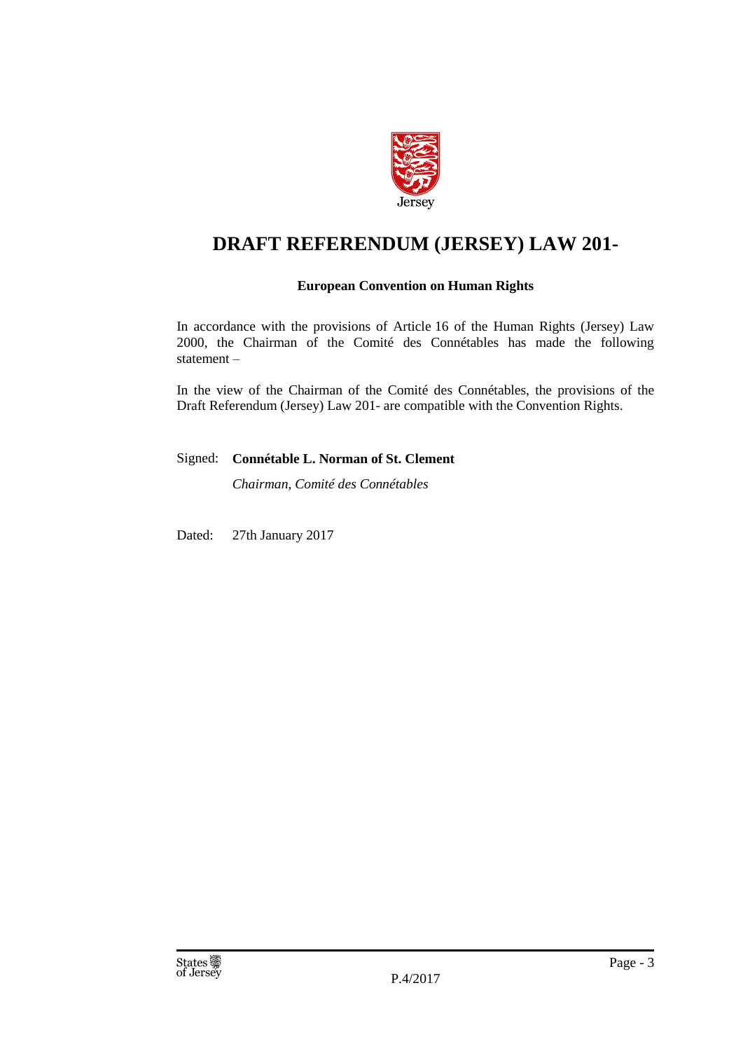# DRAFT REFERENDUM (JERSEY) LAW 201-

**European Convention on Human Rights**

In accordance with the provisions of Article 16 of the Human Rights (Jersey) Law 2000, the Chairman of the Comité des Connétables has made the following statement –

In the view of the Chairman of the Comité des Connétables, the provisions of the Draft Referendum (Jersey) Law 201- are compatible with the Convention Rights.

Signed: **Connétable L. Norman of St. Clement**

*Chairman, Comité des Connétables*

Dated: 27th January 2017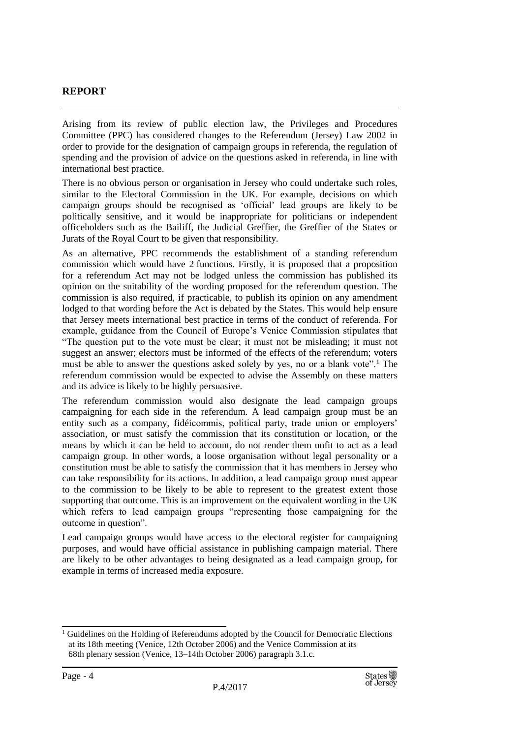## REPORT

Arising from its review of public election law, the Privileges and Procedures Committee (PPC) has considered changes to the Referendum (Jersey) Law 2002 in order to provide for the designation of campaign groups in referenda, the regulation of spending and the provision of advice on the questions asked in referenda, in line with international best practice.

There is no obvious person or organisation in Jersey who could undertake such roles, similar to the Electoral Commission in the UK. For example, decisions on which campaign groups should be recognised as 'official' lead groups are likely to be politically sensitive, and it would be inappropriate for politicians or independent officeholders such as the Bailiff, the Judicial Greffier, the Greffier of the States or Jurats of the Royal Court to be given that responsibility.

As an alternative, PPC recommends the establishment of a standing referendum commission which would have 2 functions. Firstly, it is proposed that a proposition for a referendum Act may not be lodged unless the commission has published its opinion on the suitability of the wording proposed for the referendum question. The commission is also required, if practicable, to publish its opinion on any amendment lodged to that wording before the Act is debated by the States. This would help ensure that Jersey meets international best practice in terms of the conduct of referenda. For example, guidance from the Council of Europe's Venice Commission stipulates that "The question put to the vote must be clear; it must not be misleading; it must not suggest an answer; electors must be informed of the effects of the referendum; voters must be able to answer the questions asked solely by yes, no or a blank vote".[1] The referendum commission would be expected to advise the Assembly on these matters and its advice is likely to be highly persuasive.

The referendum commission would also designate the lead campaign groups campaigning for each side in the referendum. A lead campaign group must be an entity such as a company, fidéicommis, political party, trade union or employers' association, or must satisfy the commission that its constitution or location, or the means by which it can be held to account, do not render them unfit to act as a lead campaign group. In other words, a loose organisation without legal personality or a constitution must be able to satisfy the commission that it has members in Jersey who can take responsibility for its actions. In addition, a lead campaign group must appear to the commission to be likely to be able to represent to the greatest extent those supporting that outcome. This is an improvement on the equivalent wording in the UK which refers to lead campaign groups "representing those campaigning for the outcome in question".

Lead campaign groups would have access to the electoral register for campaigning purposes, and would have official assistance in publishing campaign material. There are likely to be other advantages to being designated as a lead campaign group, for example in terms of increased media exposure.

---

[1] Guidelines on the Holding of Referendums adopted by the Council for Democratic Elections at its 18th meeting (Venice, 12th October 2006) and the Venice Commission at its 68th plenary session (Venice, 13–14th October 2006) paragraph 3.1.c.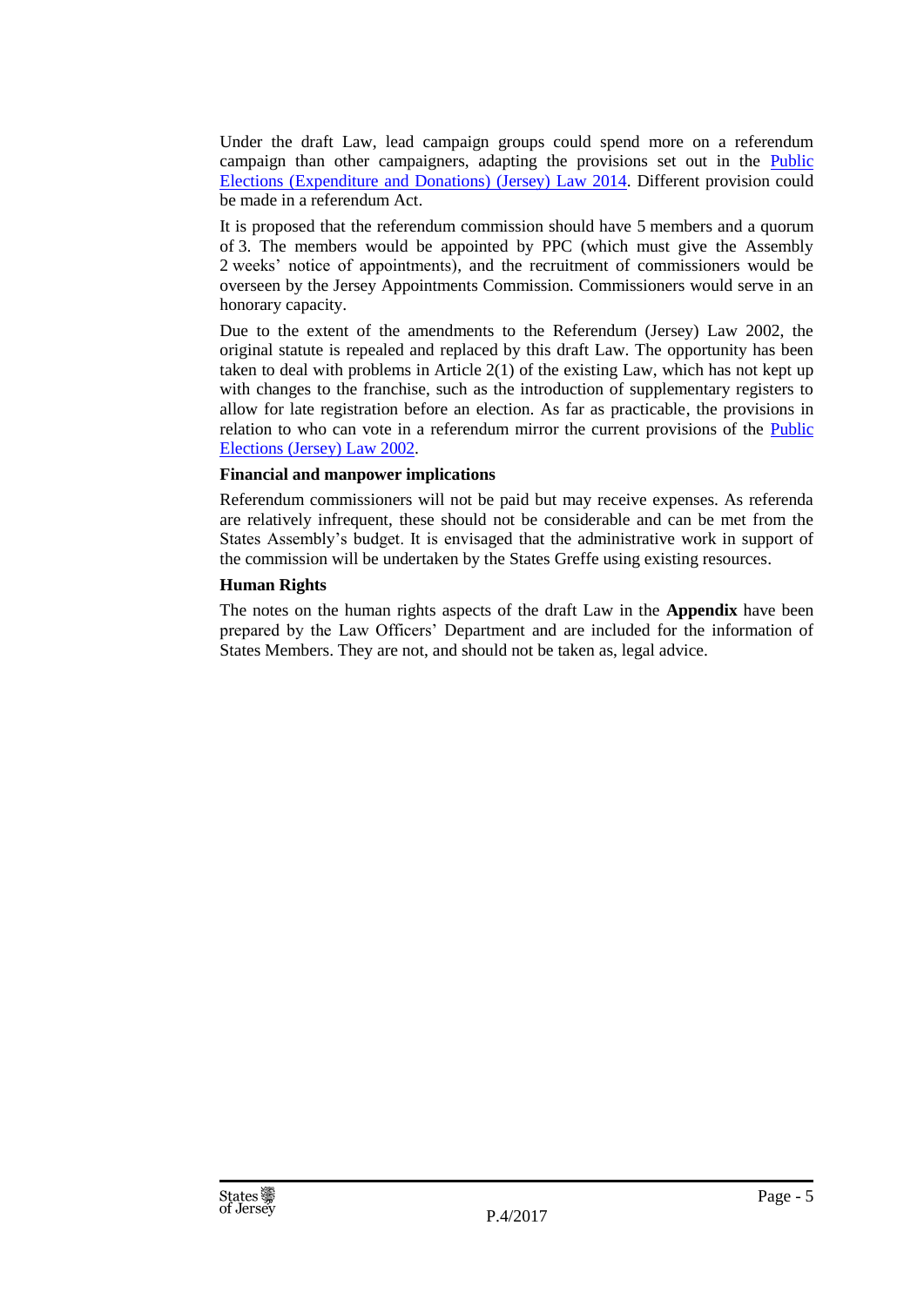Under the draft Law, lead campaign groups could spend more on a referendum campaign than other campaigners, adapting the provisions set out in the Public Elections (Expenditure and Donations) (Jersey) Law 2014. Different provision could be made in a referendum Act.

It is proposed that the referendum commission should have 5 members and a quorum of 3. The members would be appointed by PPC (which must give the Assembly 2 weeks' notice of appointments), and the recruitment of commissioners would be overseen by the Jersey Appointments Commission. Commissioners would serve in an honorary capacity.

Due to the extent of the amendments to the Referendum (Jersey) Law 2002, the original statute is repealed and replaced by this draft Law. The opportunity has been taken to deal with problems in Article 2(1) of the existing Law, which has not kept up with changes to the franchise, such as the introduction of supplementary registers to allow for late registration before an election. As far as practicable, the provisions in relation to who can vote in a referendum mirror the current provisions of the Public Elections (Jersey) Law 2002.

**Financial and manpower implications**

Referendum commissioners will not be paid but may receive expenses. As referenda are relatively infrequent, these should not be considerable and can be met from the States Assembly's budget. It is envisaged that the administrative work in support of the commission will be undertaken by the States Greffe using existing resources.

**Human Rights**

The notes on the human rights aspects of the draft Law in the **Appendix** have been prepared by the Law Officers' Department and are included for the information of States Members. They are not, and should not be taken as, legal advice.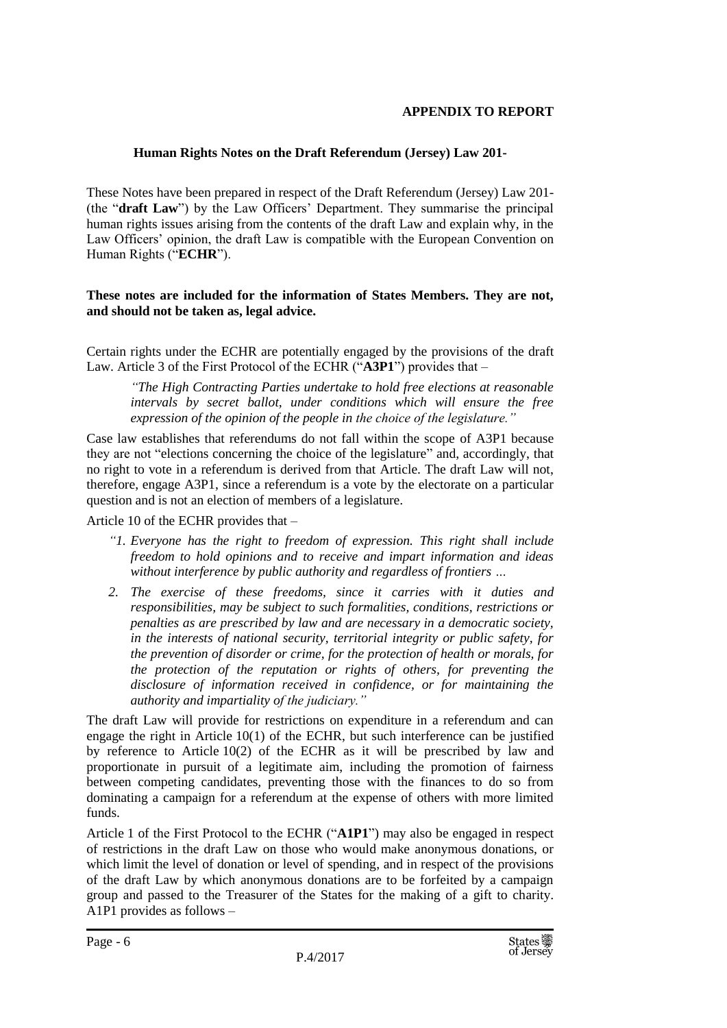**APPENDIX TO REPORT**

**Human Rights Notes on the Draft Referendum (Jersey) Law 201-**

These Notes have been prepared in respect of the Draft Referendum (Jersey) Law 201- (the "**draft Law**") by the Law Officers' Department. They summarise the principal human rights issues arising from the contents of the draft Law and explain why, in the Law Officers' opinion, the draft Law is compatible with the European Convention on Human Rights ("**ECHR**").

**These notes are included for the information of States Members. They are not, and should not be taken as, legal advice.**

Certain rights under the ECHR are potentially engaged by the provisions of the draft Law. Article 3 of the First Protocol of the ECHR ("**A3P1**") provides that –

> *"The High Contracting Parties undertake to hold free elections at reasonable intervals by secret ballot, under conditions which will ensure the free expression of the opinion of the people in the choice of the legislature."*

Case law establishes that referendums do not fall within the scope of A3P1 because they are not "elections concerning the choice of the legislature" and, accordingly, that no right to vote in a referendum is derived from that Article. The draft Law will not, therefore, engage A3P1, since a referendum is a vote by the electorate on a particular question and is not an election of members of a legislature.

Article 10 of the ECHR provides that –

> *"1. Everyone has the right to freedom of expression. This right shall include freedom to hold opinions and to receive and impart information and ideas without interference by public authority and regardless of frontiers …*
>
> *2. The exercise of these freedoms, since it carries with it duties and responsibilities, may be subject to such formalities, conditions, restrictions or penalties as are prescribed by law and are necessary in a democratic society, in the interests of national security, territorial integrity or public safety, for the prevention of disorder or crime, for the protection of health or morals, for the protection of the reputation or rights of others, for preventing the disclosure of information received in confidence, or for maintaining the authority and impartiality of the judiciary."*

The draft Law will provide for restrictions on expenditure in a referendum and can engage the right in Article 10(1) of the ECHR, but such interference can be justified by reference to Article 10(2) of the ECHR as it will be prescribed by law and proportionate in pursuit of a legitimate aim, including the promotion of fairness between competing candidates, preventing those with the finances to do so from dominating a campaign for a referendum at the expense of others with more limited funds.

Article 1 of the First Protocol to the ECHR ("**A1P1**") may also be engaged in respect of restrictions in the draft Law on those who would make anonymous donations, or which limit the level of donation or level of spending, and in respect of the provisions of the draft Law by which anonymous donations are to be forfeited by a campaign group and passed to the Treasurer of the States for the making of a gift to charity. A1P1 provides as follows –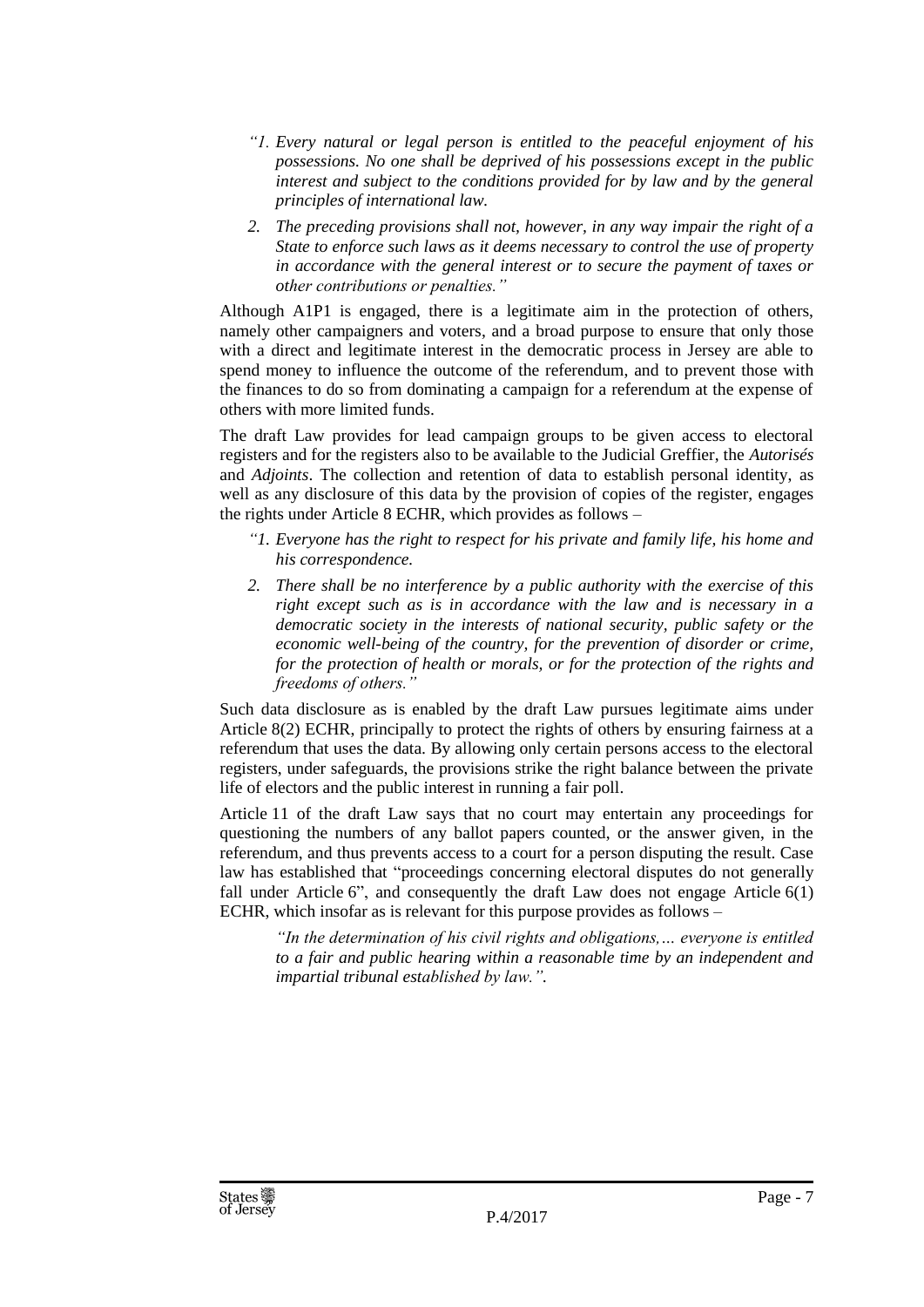> *"1. Every natural or legal person is entitled to the peaceful enjoyment of his possessions. No one shall be deprived of his possessions except in the public interest and subject to the conditions provided for by law and by the general principles of international law.*
>
> *2. The preceding provisions shall not, however, in any way impair the right of a State to enforce such laws as it deems necessary to control the use of property in accordance with the general interest or to secure the payment of taxes or other contributions or penalties."*

Although A1P1 is engaged, there is a legitimate aim in the protection of others, namely other campaigners and voters, and a broad purpose to ensure that only those with a direct and legitimate interest in the democratic process in Jersey are able to spend money to influence the outcome of the referendum, and to prevent those with the finances to do so from dominating a campaign for a referendum at the expense of others with more limited funds.

The draft Law provides for lead campaign groups to be given access to electoral registers and for the registers also to be available to the Judicial Greffier, the *Autorisés* and *Adjoints*. The collection and retention of data to establish personal identity, as well as any disclosure of this data by the provision of copies of the register, engages the rights under Article 8 ECHR, which provides as follows –

> *"1. Everyone has the right to respect for his private and family life, his home and his correspondence.*
>
> *2. There shall be no interference by a public authority with the exercise of this right except such as is in accordance with the law and is necessary in a democratic society in the interests of national security, public safety or the economic well-being of the country, for the prevention of disorder or crime, for the protection of health or morals, or for the protection of the rights and freedoms of others."*

Such data disclosure as is enabled by the draft Law pursues legitimate aims under Article 8(2) ECHR, principally to protect the rights of others by ensuring fairness at a referendum that uses the data. By allowing only certain persons access to the electoral registers, under safeguards, the provisions strike the right balance between the private life of electors and the public interest in running a fair poll.

Article 11 of the draft Law says that no court may entertain any proceedings for questioning the numbers of any ballot papers counted, or the answer given, in the referendum, and thus prevents access to a court for a person disputing the result. Case law has established that "proceedings concerning electoral disputes do not generally fall under Article 6", and consequently the draft Law does not engage Article 6(1) ECHR, which insofar as is relevant for this purpose provides as follows –

> *"In the determination of his civil rights and obligations,… everyone is entitled to a fair and public hearing within a reasonable time by an independent and impartial tribunal established by law.".*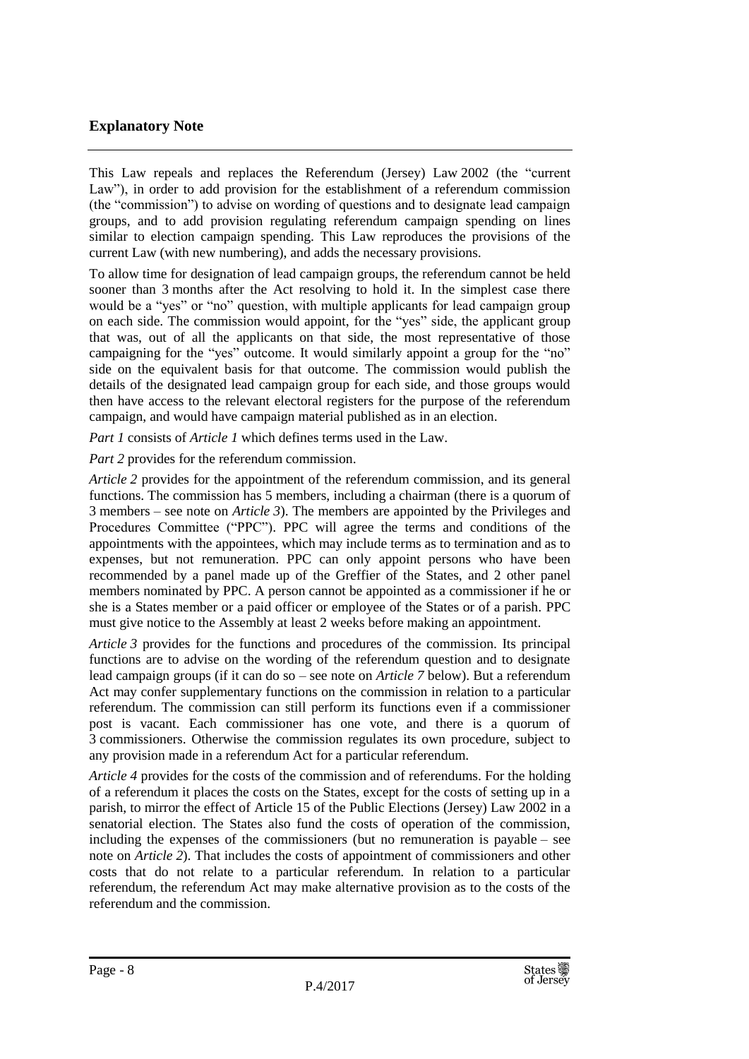## Explanatory Note

This Law repeals and replaces the Referendum (Jersey) Law 2002 (the "current Law"), in order to add provision for the establishment of a referendum commission (the "commission") to advise on wording of questions and to designate lead campaign groups, and to add provision regulating referendum campaign spending on lines similar to election campaign spending. This Law reproduces the provisions of the current Law (with new numbering), and adds the necessary provisions.

To allow time for designation of lead campaign groups, the referendum cannot be held sooner than 3 months after the Act resolving to hold it. In the simplest case there would be a "yes" or "no" question, with multiple applicants for lead campaign group on each side. The commission would appoint, for the "yes" side, the applicant group that was, out of all the applicants on that side, the most representative of those campaigning for the "yes" outcome. It would similarly appoint a group for the "no" side on the equivalent basis for that outcome. The commission would publish the details of the designated lead campaign group for each side, and those groups would then have access to the relevant electoral registers for the purpose of the referendum campaign, and would have campaign material published as in an election.

*Part 1* consists of *Article 1* which defines terms used in the Law.

*Part 2* provides for the referendum commission.

*Article 2* provides for the appointment of the referendum commission, and its general functions. The commission has 5 members, including a chairman (there is a quorum of 3 members – see note on *Article 3*). The members are appointed by the Privileges and Procedures Committee ("PPC"). PPC will agree the terms and conditions of the appointments with the appointees, which may include terms as to termination and as to expenses, but not remuneration. PPC can only appoint persons who have been recommended by a panel made up of the Greffier of the States, and 2 other panel members nominated by PPC. A person cannot be appointed as a commissioner if he or she is a States member or a paid officer or employee of the States or of a parish. PPC must give notice to the Assembly at least 2 weeks before making an appointment.

*Article 3* provides for the functions and procedures of the commission. Its principal functions are to advise on the wording of the referendum question and to designate lead campaign groups (if it can do so – see note on *Article 7* below). But a referendum Act may confer supplementary functions on the commission in relation to a particular referendum. The commission can still perform its functions even if a commissioner post is vacant. Each commissioner has one vote, and there is a quorum of 3 commissioners. Otherwise the commission regulates its own procedure, subject to any provision made in a referendum Act for a particular referendum.

*Article 4* provides for the costs of the commission and of referendums. For the holding of a referendum it places the costs on the States, except for the costs of setting up in a parish, to mirror the effect of Article 15 of the Public Elections (Jersey) Law 2002 in a senatorial election. The States also fund the costs of operation of the commission, including the expenses of the commissioners (but no remuneration is payable – see note on *Article 2*). That includes the costs of appointment of commissioners and other costs that do not relate to a particular referendum. In relation to a particular referendum, the referendum Act may make alternative provision as to the costs of the referendum and the commission.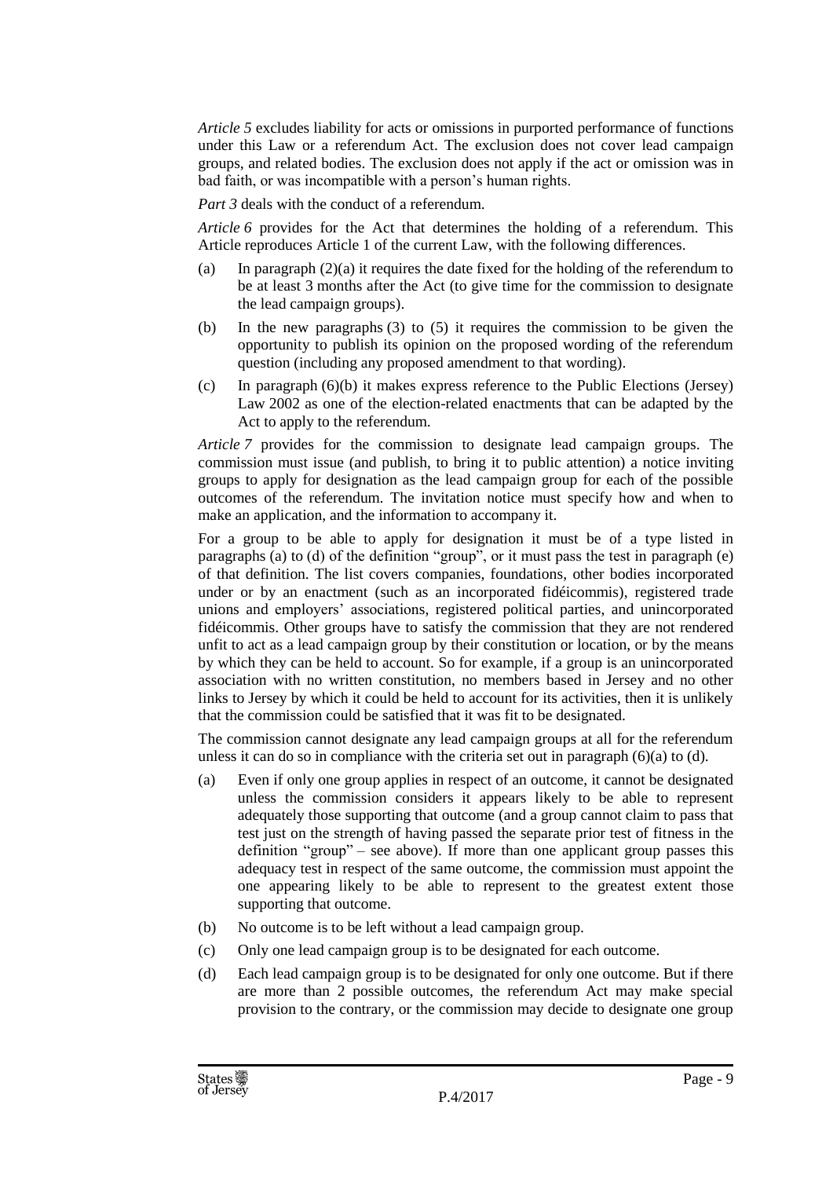*Article 5* excludes liability for acts or omissions in purported performance of functions under this Law or a referendum Act. The exclusion does not cover lead campaign groups, and related bodies. The exclusion does not apply if the act or omission was in bad faith, or was incompatible with a person's human rights.

*Part 3* deals with the conduct of a referendum.

*Article 6* provides for the Act that determines the holding of a referendum. This Article reproduces Article 1 of the current Law, with the following differences.

(a) In paragraph (2)(a) it requires the date fixed for the holding of the referendum to be at least 3 months after the Act (to give time for the commission to designate the lead campaign groups).

(b) In the new paragraphs (3) to (5) it requires the commission to be given the opportunity to publish its opinion on the proposed wording of the referendum question (including any proposed amendment to that wording).

(c) In paragraph (6)(b) it makes express reference to the Public Elections (Jersey) Law 2002 as one of the election-related enactments that can be adapted by the Act to apply to the referendum.

*Article 7* provides for the commission to designate lead campaign groups. The commission must issue (and publish, to bring it to public attention) a notice inviting groups to apply for designation as the lead campaign group for each of the possible outcomes of the referendum. The invitation notice must specify how and when to make an application, and the information to accompany it.

For a group to be able to apply for designation it must be of a type listed in paragraphs (a) to (d) of the definition "group", or it must pass the test in paragraph (e) of that definition. The list covers companies, foundations, other bodies incorporated under or by an enactment (such as an incorporated fidéicommis), registered trade unions and employers' associations, registered political parties, and unincorporated fidéicommis. Other groups have to satisfy the commission that they are not rendered unfit to act as a lead campaign group by their constitution or location, or by the means by which they can be held to account. So for example, if a group is an unincorporated association with no written constitution, no members based in Jersey and no other links to Jersey by which it could be held to account for its activities, then it is unlikely that the commission could be satisfied that it was fit to be designated.

The commission cannot designate any lead campaign groups at all for the referendum unless it can do so in compliance with the criteria set out in paragraph (6)(a) to (d).

(a) Even if only one group applies in respect of an outcome, it cannot be designated unless the commission considers it appears likely to be able to represent adequately those supporting that outcome (and a group cannot claim to pass that test just on the strength of having passed the separate prior test of fitness in the definition "group" – see above). If more than one applicant group passes this adequacy test in respect of the same outcome, the commission must appoint the one appearing likely to be able to represent to the greatest extent those supporting that outcome.

(b) No outcome is to be left without a lead campaign group.

(c) Only one lead campaign group is to be designated for each outcome.

(d) Each lead campaign group is to be designated for only one outcome. But if there are more than 2 possible outcomes, the referendum Act may make special provision to the contrary, or the commission may decide to designate one group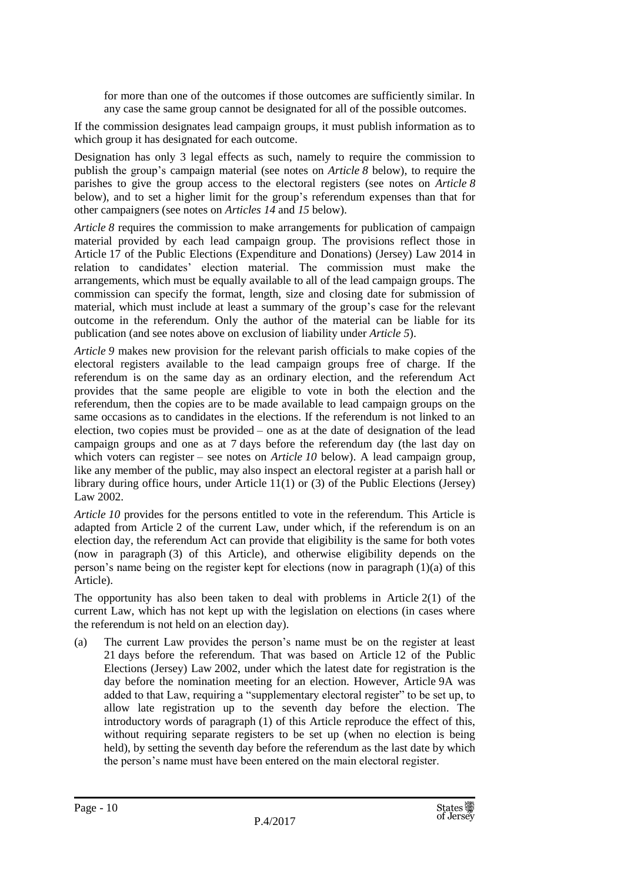for more than one of the outcomes if those outcomes are sufficiently similar. In any case the same group cannot be designated for all of the possible outcomes.

If the commission designates lead campaign groups, it must publish information as to which group it has designated for each outcome.

Designation has only 3 legal effects as such, namely to require the commission to publish the group's campaign material (see notes on *Article 8* below), to require the parishes to give the group access to the electoral registers (see notes on *Article 8* below), and to set a higher limit for the group's referendum expenses than that for other campaigners (see notes on *Articles 14* and *15* below).

*Article 8* requires the commission to make arrangements for publication of campaign material provided by each lead campaign group. The provisions reflect those in Article 17 of the Public Elections (Expenditure and Donations) (Jersey) Law 2014 in relation to candidates' election material. The commission must make the arrangements, which must be equally available to all of the lead campaign groups. The commission can specify the format, length, size and closing date for submission of material, which must include at least a summary of the group's case for the relevant outcome in the referendum. Only the author of the material can be liable for its publication (and see notes above on exclusion of liability under *Article 5*).

*Article 9* makes new provision for the relevant parish officials to make copies of the electoral registers available to the lead campaign groups free of charge. If the referendum is on the same day as an ordinary election, and the referendum Act provides that the same people are eligible to vote in both the election and the referendum, then the copies are to be made available to lead campaign groups on the same occasions as to candidates in the elections. If the referendum is not linked to an election, two copies must be provided – one as at the date of designation of the lead campaign groups and one as at 7 days before the referendum day (the last day on which voters can register – see notes on *Article 10* below). A lead campaign group, like any member of the public, may also inspect an electoral register at a parish hall or library during office hours, under Article 11(1) or (3) of the Public Elections (Jersey) Law 2002.

*Article 10* provides for the persons entitled to vote in the referendum. This Article is adapted from Article 2 of the current Law, under which, if the referendum is on an election day, the referendum Act can provide that eligibility is the same for both votes (now in paragraph (3) of this Article), and otherwise eligibility depends on the person's name being on the register kept for elections (now in paragraph (1)(a) of this Article).

The opportunity has also been taken to deal with problems in Article 2(1) of the current Law, which has not kept up with the legislation on elections (in cases where the referendum is not held on an election day).

(a) The current Law provides the person's name must be on the register at least 21 days before the referendum. That was based on Article 12 of the Public Elections (Jersey) Law 2002, under which the latest date for registration is the day before the nomination meeting for an election. However, Article 9A was added to that Law, requiring a "supplementary electoral register" to be set up, to allow late registration up to the seventh day before the election. The introductory words of paragraph (1) of this Article reproduce the effect of this, without requiring separate registers to be set up (when no election is being held), by setting the seventh day before the referendum as the last date by which the person's name must have been entered on the main electoral register.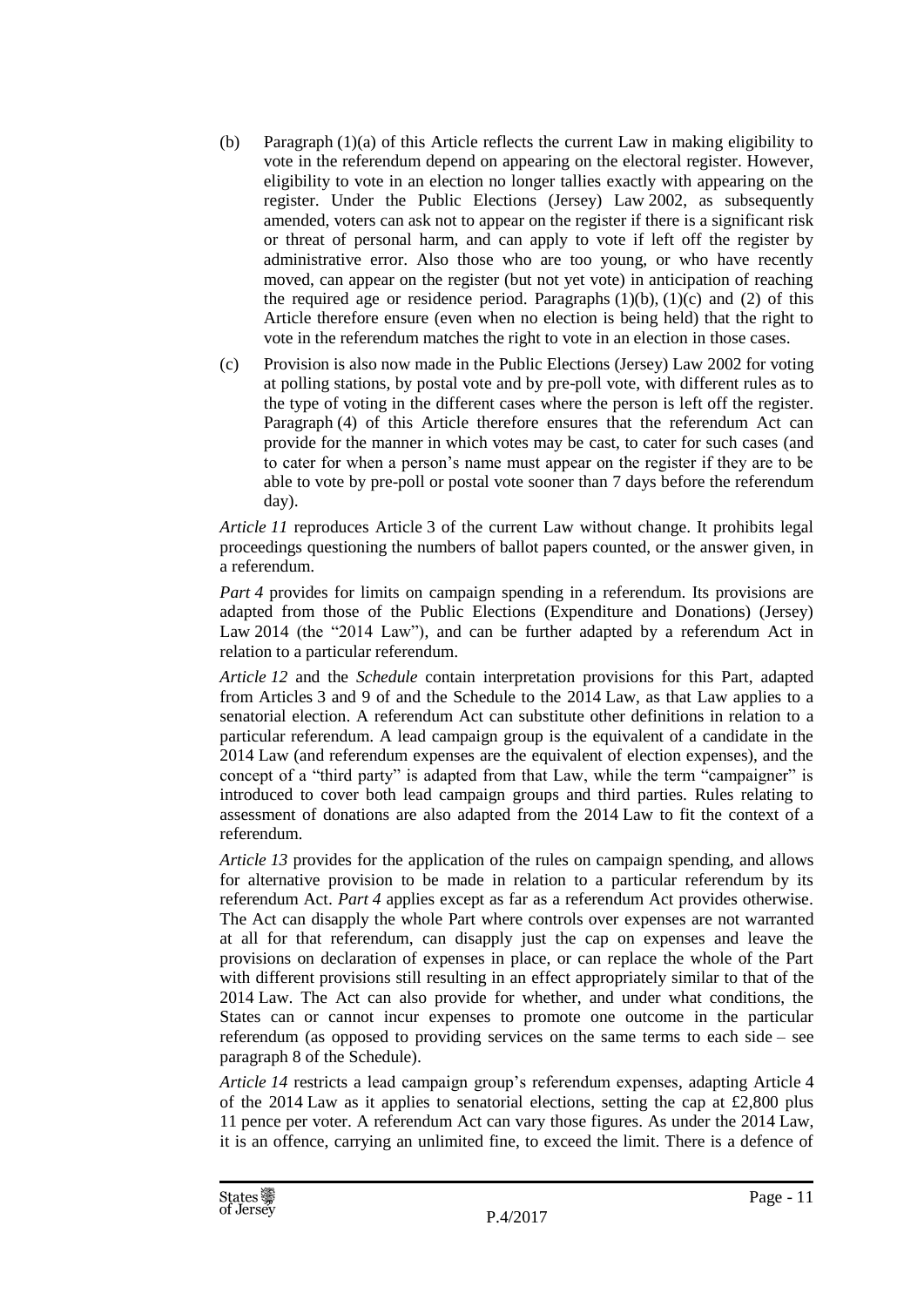(b) Paragraph (1)(a) of this Article reflects the current Law in making eligibility to vote in the referendum depend on appearing on the electoral register. However, eligibility to vote in an election no longer tallies exactly with appearing on the register. Under the Public Elections (Jersey) Law 2002, as subsequently amended, voters can ask not to appear on the register if there is a significant risk or threat of personal harm, and can apply to vote if left off the register by administrative error. Also those who are too young, or who have recently moved, can appear on the register (but not yet vote) in anticipation of reaching the required age or residence period. Paragraphs (1)(b), (1)(c) and (2) of this Article therefore ensure (even when no election is being held) that the right to vote in the referendum matches the right to vote in an election in those cases.

(c) Provision is also now made in the Public Elections (Jersey) Law 2002 for voting at polling stations, by postal vote and by pre-poll vote, with different rules as to the type of voting in the different cases where the person is left off the register. Paragraph (4) of this Article therefore ensures that the referendum Act can provide for the manner in which votes may be cast, to cater for such cases (and to cater for when a person's name must appear on the register if they are to be able to vote by pre-poll or postal vote sooner than 7 days before the referendum day).

*Article 11* reproduces Article 3 of the current Law without change. It prohibits legal proceedings questioning the numbers of ballot papers counted, or the answer given, in a referendum.

*Part 4* provides for limits on campaign spending in a referendum. Its provisions are adapted from those of the Public Elections (Expenditure and Donations) (Jersey) Law 2014 (the "2014 Law"), and can be further adapted by a referendum Act in relation to a particular referendum.

*Article 12* and the *Schedule* contain interpretation provisions for this Part, adapted from Articles 3 and 9 of and the Schedule to the 2014 Law, as that Law applies to a senatorial election. A referendum Act can substitute other definitions in relation to a particular referendum. A lead campaign group is the equivalent of a candidate in the 2014 Law (and referendum expenses are the equivalent of election expenses), and the concept of a "third party" is adapted from that Law, while the term "campaigner" is introduced to cover both lead campaign groups and third parties. Rules relating to assessment of donations are also adapted from the 2014 Law to fit the context of a referendum.

*Article 13* provides for the application of the rules on campaign spending, and allows for alternative provision to be made in relation to a particular referendum by its referendum Act. *Part 4* applies except as far as a referendum Act provides otherwise. The Act can disapply the whole Part where controls over expenses are not warranted at all for that referendum, can disapply just the cap on expenses and leave the provisions on declaration of expenses in place, or can replace the whole of the Part with different provisions still resulting in an effect appropriately similar to that of the 2014 Law. The Act can also provide for whether, and under what conditions, the States can or cannot incur expenses to promote one outcome in the particular referendum (as opposed to providing services on the same terms to each side – see paragraph 8 of the Schedule).

*Article 14* restricts a lead campaign group's referendum expenses, adapting Article 4 of the 2014 Law as it applies to senatorial elections, setting the cap at £2,800 plus 11 pence per voter. A referendum Act can vary those figures. As under the 2014 Law, it is an offence, carrying an unlimited fine, to exceed the limit. There is a defence of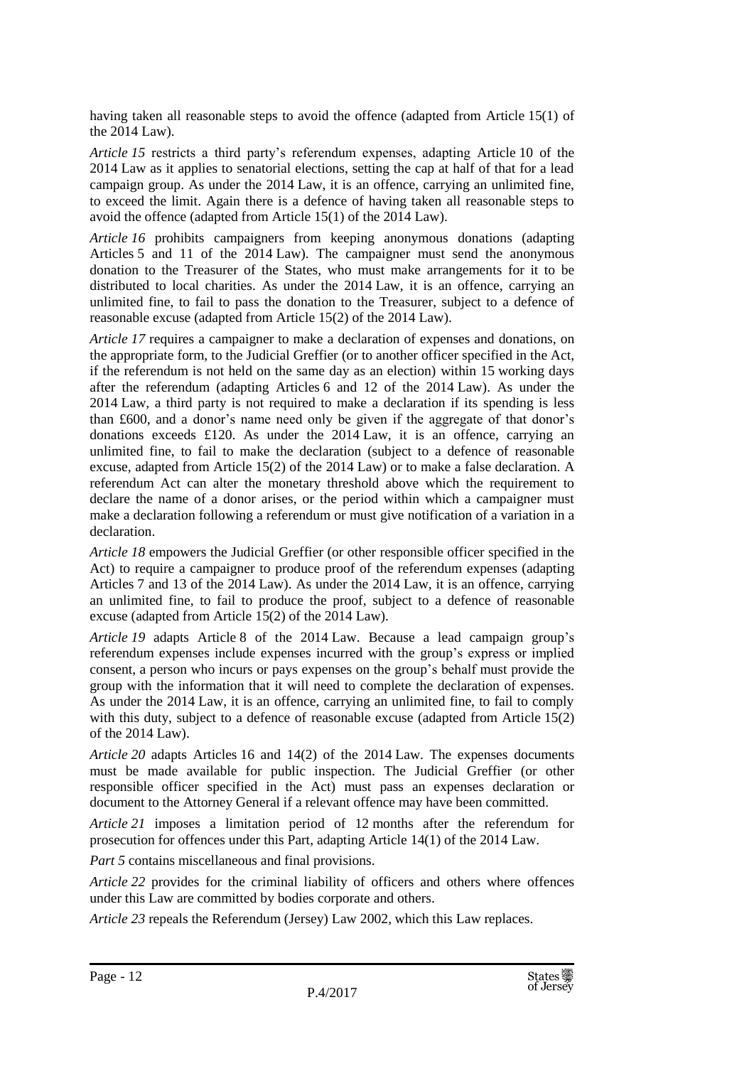having taken all reasonable steps to avoid the offence (adapted from Article 15(1) of the 2014 Law).

*Article 15* restricts a third party's referendum expenses, adapting Article 10 of the 2014 Law as it applies to senatorial elections, setting the cap at half of that for a lead campaign group. As under the 2014 Law, it is an offence, carrying an unlimited fine, to exceed the limit. Again there is a defence of having taken all reasonable steps to avoid the offence (adapted from Article 15(1) of the 2014 Law).

*Article 16* prohibits campaigners from keeping anonymous donations (adapting Articles 5 and 11 of the 2014 Law). The campaigner must send the anonymous donation to the Treasurer of the States, who must make arrangements for it to be distributed to local charities. As under the 2014 Law, it is an offence, carrying an unlimited fine, to fail to pass the donation to the Treasurer, subject to a defence of reasonable excuse (adapted from Article 15(2) of the 2014 Law).

*Article 17* requires a campaigner to make a declaration of expenses and donations, on the appropriate form, to the Judicial Greffier (or to another officer specified in the Act, if the referendum is not held on the same day as an election) within 15 working days after the referendum (adapting Articles 6 and 12 of the 2014 Law). As under the 2014 Law, a third party is not required to make a declaration if its spending is less than £600, and a donor's name need only be given if the aggregate of that donor's donations exceeds £120. As under the 2014 Law, it is an offence, carrying an unlimited fine, to fail to make the declaration (subject to a defence of reasonable excuse, adapted from Article 15(2) of the 2014 Law) or to make a false declaration. A referendum Act can alter the monetary threshold above which the requirement to declare the name of a donor arises, or the period within which a campaigner must make a declaration following a referendum or must give notification of a variation in a declaration.

*Article 18* empowers the Judicial Greffier (or other responsible officer specified in the Act) to require a campaigner to produce proof of the referendum expenses (adapting Articles 7 and 13 of the 2014 Law). As under the 2014 Law, it is an offence, carrying an unlimited fine, to fail to produce the proof, subject to a defence of reasonable excuse (adapted from Article 15(2) of the 2014 Law).

*Article 19* adapts Article 8 of the 2014 Law. Because a lead campaign group's referendum expenses include expenses incurred with the group's express or implied consent, a person who incurs or pays expenses on the group's behalf must provide the group with the information that it will need to complete the declaration of expenses. As under the 2014 Law, it is an offence, carrying an unlimited fine, to fail to comply with this duty, subject to a defence of reasonable excuse (adapted from Article 15(2) of the 2014 Law).

*Article 20* adapts Articles 16 and 14(2) of the 2014 Law. The expenses documents must be made available for public inspection. The Judicial Greffier (or other responsible officer specified in the Act) must pass an expenses declaration or document to the Attorney General if a relevant offence may have been committed.

*Article 21* imposes a limitation period of 12 months after the referendum for prosecution for offences under this Part, adapting Article 14(1) of the 2014 Law.

*Part 5* contains miscellaneous and final provisions.

*Article 22* provides for the criminal liability of officers and others where offences under this Law are committed by bodies corporate and others.

*Article 23* repeals the Referendum (Jersey) Law 2002, which this Law replaces.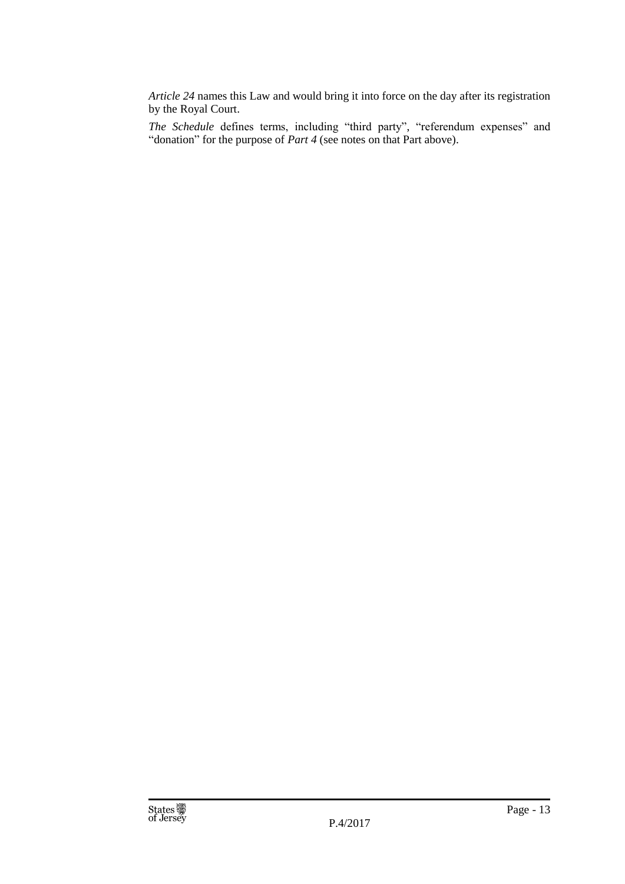*Article 24* names this Law and would bring it into force on the day after its registration by the Royal Court.

*The Schedule* defines terms, including "third party", "referendum expenses" and "donation" for the purpose of *Part 4* (see notes on that Part above).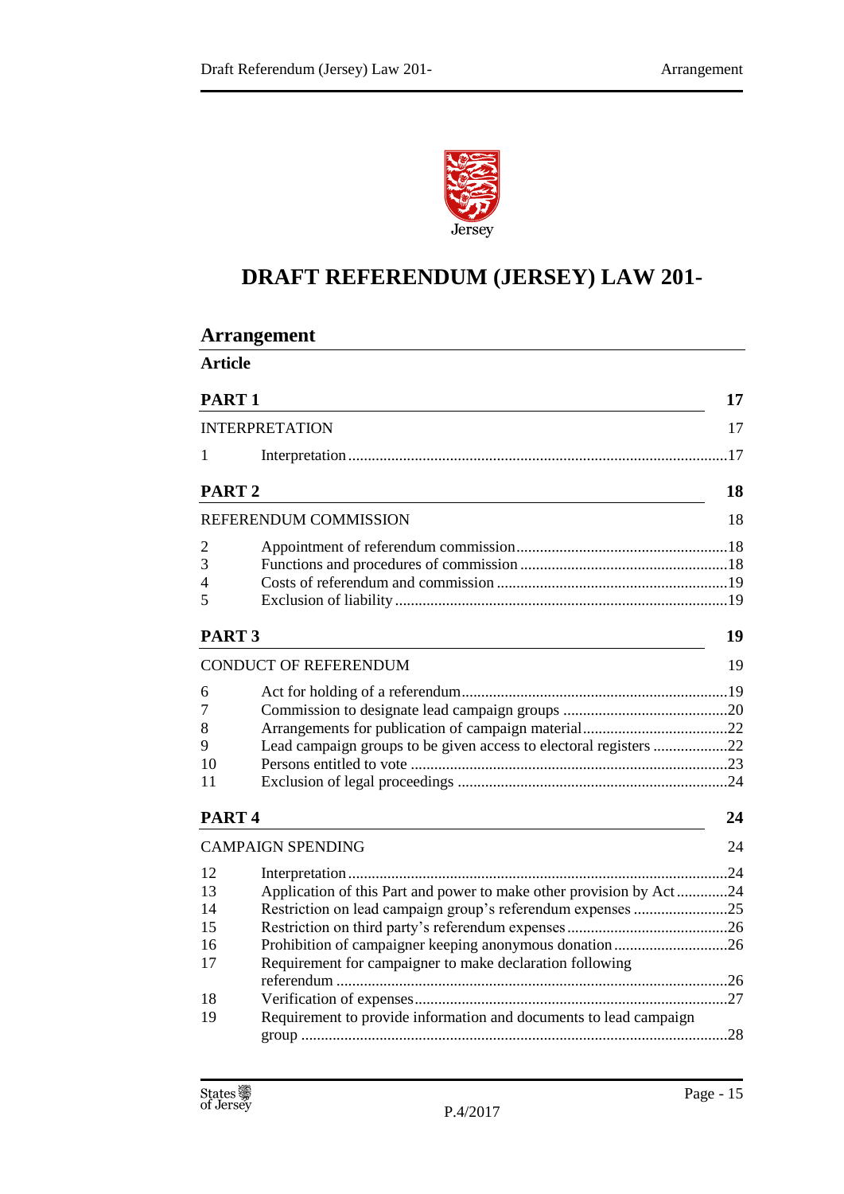# DRAFT REFERENDUM (JERSEY) LAW 201-

## Arrangement

**Article**

**PART 1** **17**

INTERPRETATION 17

1 Interpretation ...17

**PART 2** **18**

REFERENDUM COMMISSION 18

2 Appointment of referendum commission ...18
3 Functions and procedures of commission ...18
4 Costs of referendum and commission ...19
5 Exclusion of liability ...19

**PART 3** **19**

CONDUCT OF REFERENDUM 19

6 Act for holding of a referendum ...19
7 Commission to designate lead campaign groups ...20
8 Arrangements for publication of campaign material ...22
9 Lead campaign groups to be given access to electoral registers ...22
10 Persons entitled to vote ...23
11 Exclusion of legal proceedings ...24

**PART 4** **24**

CAMPAIGN SPENDING 24

12 Interpretation ...24
13 Application of this Part and power to make other provision by Act ...24
14 Restriction on lead campaign group's referendum expenses ...25
15 Restriction on third party's referendum expenses ...26
16 Prohibition of campaigner keeping anonymous donation ...26
17 Requirement for campaigner to make declaration following referendum ...26
18 Verification of expenses ...27
19 Requirement to provide information and documents to lead campaign group ...28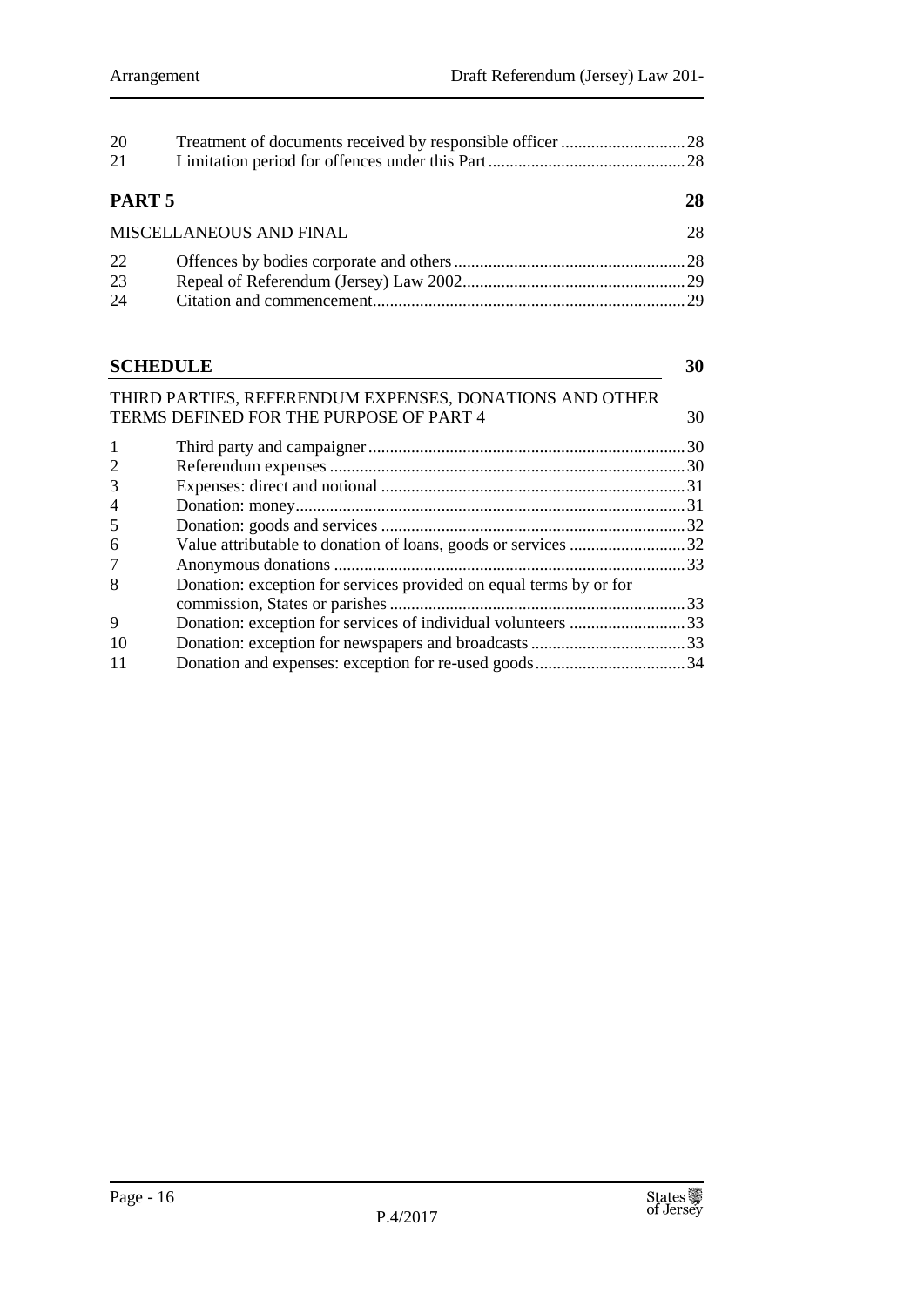| | | |
|---|---|---|
| 20 | Treatment of documents received by responsible officer | 28 |
| 21 | Limitation period for offences under this Part | 28 |

**PART 5** 28

MISCELLANEOUS AND FINAL 28

| | | |
|---|---|---|
| 22 | Offences by bodies corporate and others | 28 |
| 23 | Repeal of Referendum (Jersey) Law 2002 | 29 |
| 24 | Citation and commencement | 29 |

**SCHEDULE** 30

THIRD PARTIES, REFERENDUM EXPENSES, DONATIONS AND OTHER TERMS DEFINED FOR THE PURPOSE OF PART 4 30

| | | |
|---|---|---|
| 1 | Third party and campaigner | 30 |
| 2 | Referendum expenses | 30 |
| 3 | Expenses: direct and notional | 31 |
| 4 | Donation: money | 31 |
| 5 | Donation: goods and services | 32 |
| 6 | Value attributable to donation of loans, goods or services | 32 |
| 7 | Anonymous donations | 33 |
| 8 | Donation: exception for services provided on equal terms by or for commission, States or parishes | 33 |
| 9 | Donation: exception for services of individual volunteers | 33 |
| 10 | Donation: exception for newspapers and broadcasts | 33 |
| 11 | Donation and expenses: exception for re-used goods | 34 |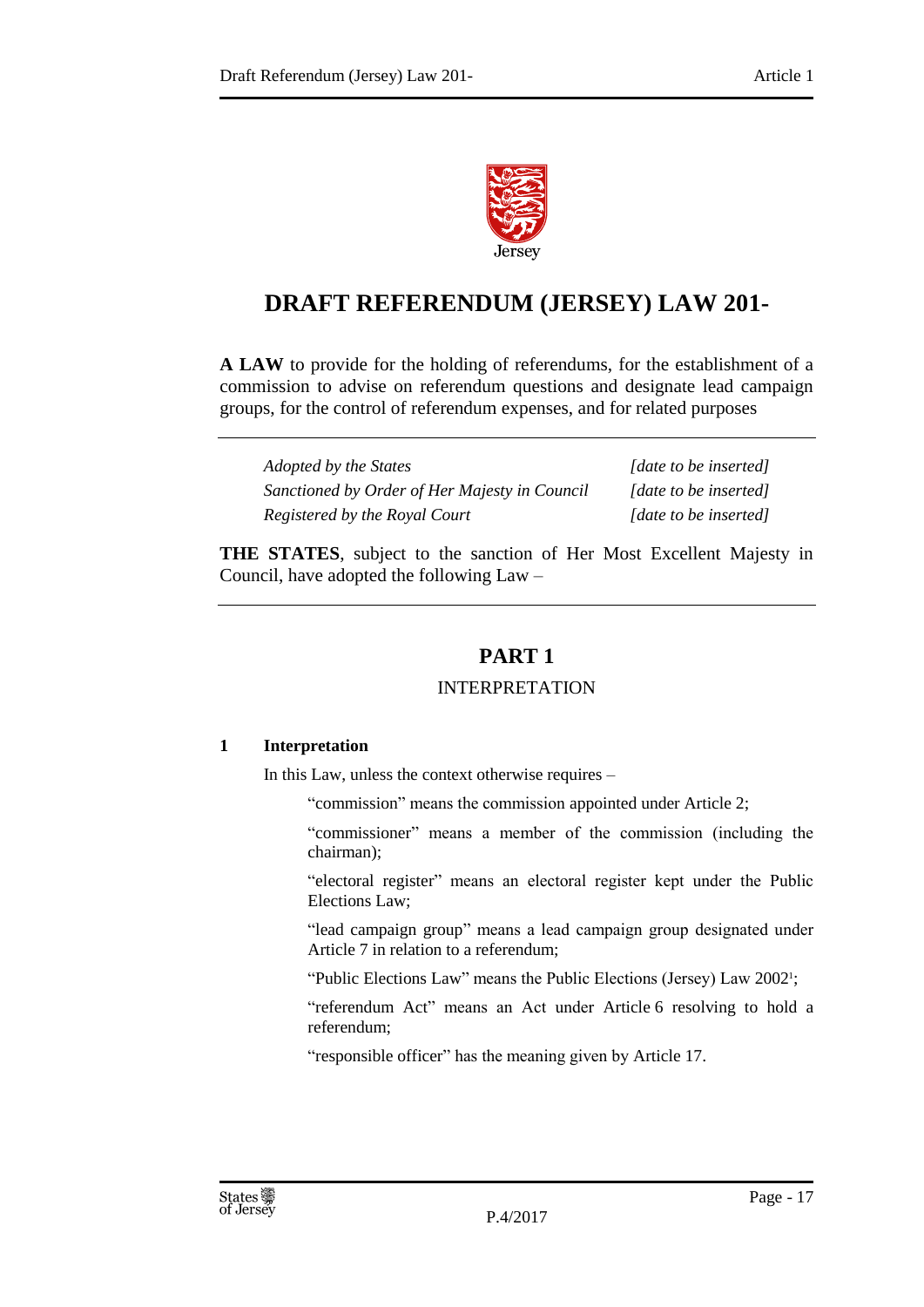# DRAFT REFERENDUM (JERSEY) LAW 201-

**A LAW** to provide for the holding of referendums, for the establishment of a commission to advise on referendum questions and designate lead campaign groups, for the control of referendum expenses, and for related purposes

| | |
|---|---|
| *Adopted by the States* | *[date to be inserted]* |
| *Sanctioned by Order of Her Majesty in Council* | *[date to be inserted]* |
| *Registered by the Royal Court* | *[date to be inserted]* |

**THE STATES**, subject to the sanction of Her Most Excellent Majesty in Council, have adopted the following Law –

## PART 1

### INTERPRETATION

#### 1 Interpretation

In this Law, unless the context otherwise requires –

"commission" means the commission appointed under Article 2;

"commissioner" means a member of the commission (including the chairman);

"electoral register" means an electoral register kept under the Public Elections Law;

"lead campaign group" means a lead campaign group designated under Article 7 in relation to a referendum;

"Public Elections Law" means the Public Elections (Jersey) Law 2002[1];

"referendum Act" means an Act under Article 6 resolving to hold a referendum;

"responsible officer" has the meaning given by Article 17.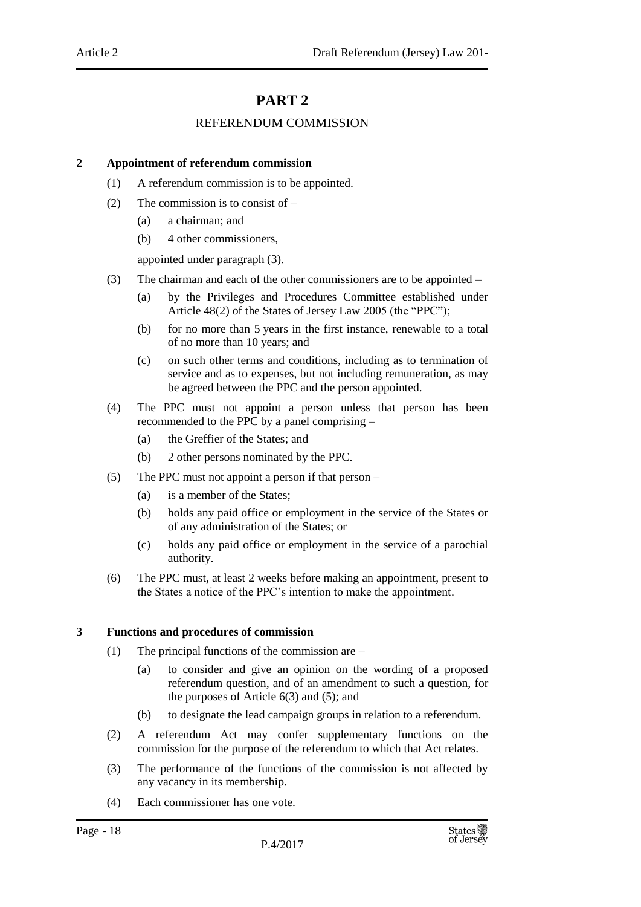# PART 2

## REFERENDUM COMMISSION

### 2 Appointment of referendum commission

(1) A referendum commission is to be appointed.

(2) The commission is to consist of –

(a) a chairman; and

(b) 4 other commissioners,

appointed under paragraph (3).

(3) The chairman and each of the other commissioners are to be appointed –

(a) by the Privileges and Procedures Committee established under Article 48(2) of the States of Jersey Law 2005 (the "PPC");

(b) for no more than 5 years in the first instance, renewable to a total of no more than 10 years; and

(c) on such other terms and conditions, including as to termination of service and as to expenses, but not including remuneration, as may be agreed between the PPC and the person appointed.

(4) The PPC must not appoint a person unless that person has been recommended to the PPC by a panel comprising –

(a) the Greffier of the States; and

(b) 2 other persons nominated by the PPC.

(5) The PPC must not appoint a person if that person –

(a) is a member of the States;

(b) holds any paid office or employment in the service of the States or of any administration of the States; or

(c) holds any paid office or employment in the service of a parochial authority.

(6) The PPC must, at least 2 weeks before making an appointment, present to the States a notice of the PPC's intention to make the appointment.

### 3 Functions and procedures of commission

(1) The principal functions of the commission are –

(a) to consider and give an opinion on the wording of a proposed referendum question, and of an amendment to such a question, for the purposes of Article 6(3) and (5); and

(b) to designate the lead campaign groups in relation to a referendum.

(2) A referendum Act may confer supplementary functions on the commission for the purpose of the referendum to which that Act relates.

(3) The performance of the functions of the commission is not affected by any vacancy in its membership.

(4) Each commissioner has one vote.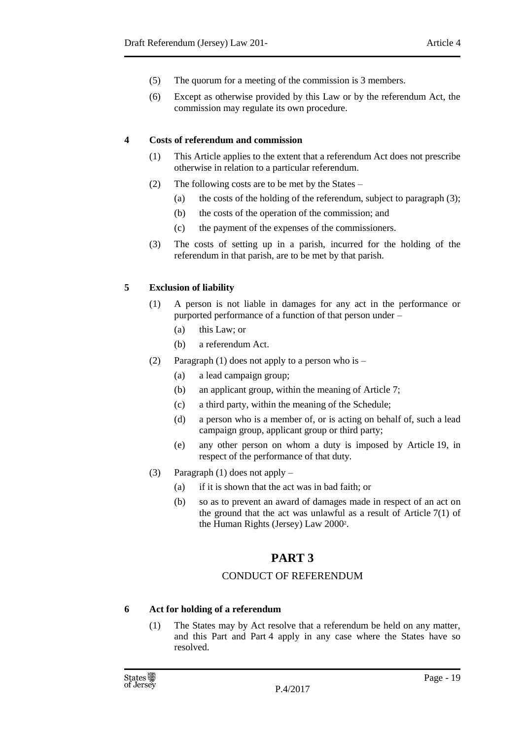(5) The quorum for a meeting of the commission is 3 members.

(6) Except as otherwise provided by this Law or by the referendum Act, the commission may regulate its own procedure.

**4 Costs of referendum and commission**

(1) This Article applies to the extent that a referendum Act does not prescribe otherwise in relation to a particular referendum.

(2) The following costs are to be met by the States –

(a) the costs of the holding of the referendum, subject to paragraph (3);

(b) the costs of the operation of the commission; and

(c) the payment of the expenses of the commissioners.

(3) The costs of setting up in a parish, incurred for the holding of the referendum in that parish, are to be met by that parish.

**5 Exclusion of liability**

(1) A person is not liable in damages for any act in the performance or purported performance of a function of that person under –

(a) this Law; or

(b) a referendum Act.

(2) Paragraph (1) does not apply to a person who is –

(a) a lead campaign group;

(b) an applicant group, within the meaning of Article 7;

(c) a third party, within the meaning of the Schedule;

(d) a person who is a member of, or is acting on behalf of, such a lead campaign group, applicant group or third party;

(e) any other person on whom a duty is imposed by Article 19, in respect of the performance of that duty.

(3) Paragraph (1) does not apply –

(a) if it is shown that the act was in bad faith; or

(b) so as to prevent an award of damages made in respect of an act on the ground that the act was unlawful as a result of Article 7(1) of the Human Rights (Jersey) Law 2000[2].

# PART 3

## CONDUCT OF REFERENDUM

**6 Act for holding of a referendum**

(1) The States may by Act resolve that a referendum be held on any matter, and this Part and Part 4 apply in any case where the States have so resolved.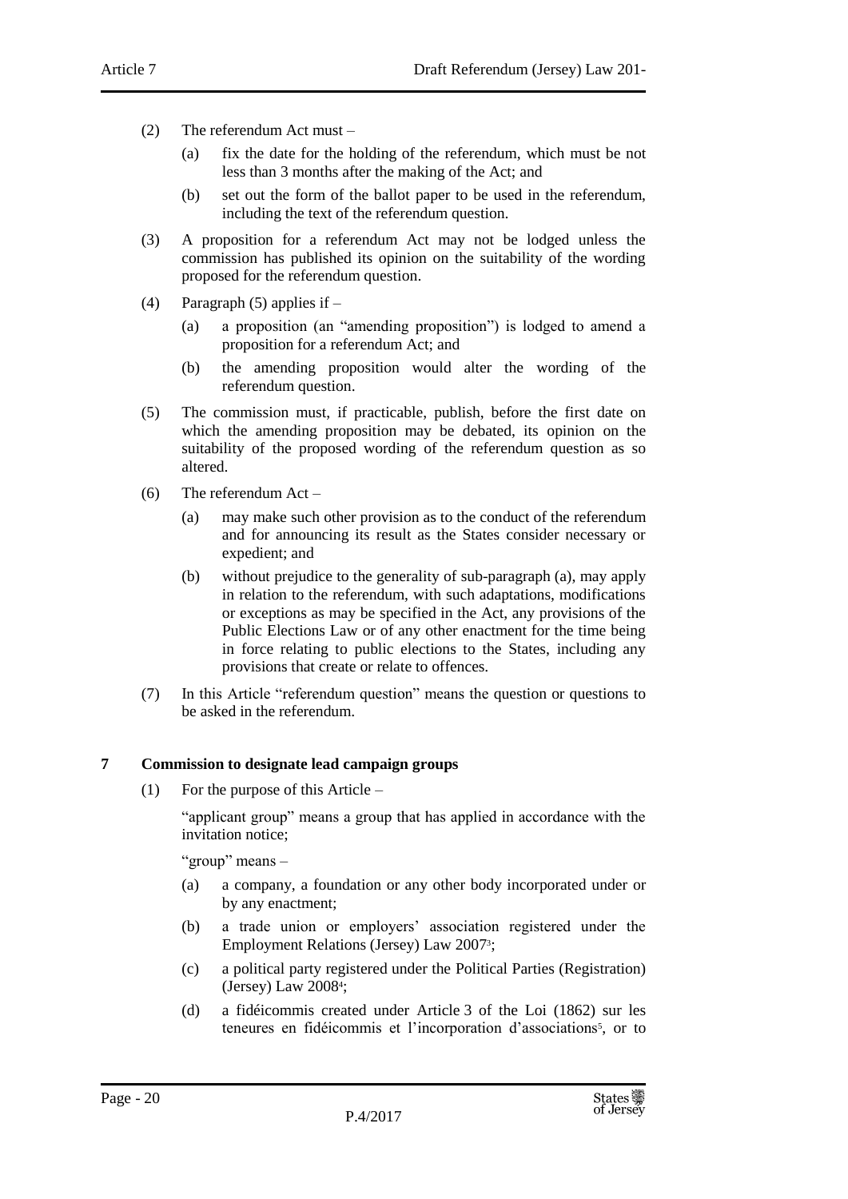(2) The referendum Act must –

(a) fix the date for the holding of the referendum, which must be not less than 3 months after the making of the Act; and

(b) set out the form of the ballot paper to be used in the referendum, including the text of the referendum question.

(3) A proposition for a referendum Act may not be lodged unless the commission has published its opinion on the suitability of the wording proposed for the referendum question.

(4) Paragraph (5) applies if –

(a) a proposition (an "amending proposition") is lodged to amend a proposition for a referendum Act; and

(b) the amending proposition would alter the wording of the referendum question.

(5) The commission must, if practicable, publish, before the first date on which the amending proposition may be debated, its opinion on the suitability of the proposed wording of the referendum question as so altered.

(6) The referendum Act –

(a) may make such other provision as to the conduct of the referendum and for announcing its result as the States consider necessary or expedient; and

(b) without prejudice to the generality of sub-paragraph (a), may apply in relation to the referendum, with such adaptations, modifications or exceptions as may be specified in the Act, any provisions of the Public Elections Law or of any other enactment for the time being in force relating to public elections to the States, including any provisions that create or relate to offences.

(7) In this Article "referendum question" means the question or questions to be asked in the referendum.

**7 Commission to designate lead campaign groups**

(1) For the purpose of this Article –

"applicant group" means a group that has applied in accordance with the invitation notice;

"group" means –

(a) a company, a foundation or any other body incorporated under or by any enactment;

(b) a trade union or employers' association registered under the Employment Relations (Jersey) Law 2007[3];

(c) a political party registered under the Political Parties (Registration) (Jersey) Law 2008[4];

(d) a fidéicommis created under Article 3 of the Loi (1862) sur les teneures en fidéicommis et l'incorporation d'associations[5], or to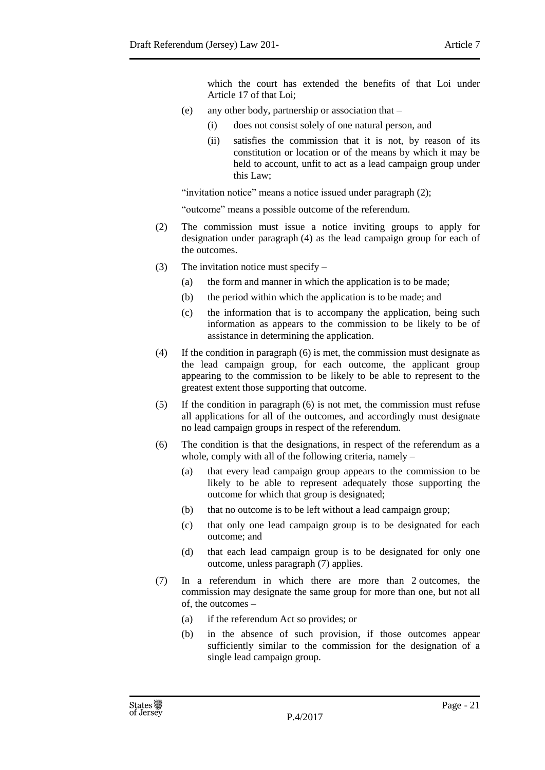which the court has extended the benefits of that Loi under Article 17 of that Loi;

(e) any other body, partnership or association that –

(i) does not consist solely of one natural person, and

(ii) satisfies the commission that it is not, by reason of its constitution or location or of the means by which it may be held to account, unfit to act as a lead campaign group under this Law;

"invitation notice" means a notice issued under paragraph (2);

"outcome" means a possible outcome of the referendum.

(2) The commission must issue a notice inviting groups to apply for designation under paragraph (4) as the lead campaign group for each of the outcomes.

(3) The invitation notice must specify –

(a) the form and manner in which the application is to be made;

(b) the period within which the application is to be made; and

(c) the information that is to accompany the application, being such information as appears to the commission to be likely to be of assistance in determining the application.

(4) If the condition in paragraph (6) is met, the commission must designate as the lead campaign group, for each outcome, the applicant group appearing to the commission to be likely to be able to represent to the greatest extent those supporting that outcome.

(5) If the condition in paragraph (6) is not met, the commission must refuse all applications for all of the outcomes, and accordingly must designate no lead campaign groups in respect of the referendum.

(6) The condition is that the designations, in respect of the referendum as a whole, comply with all of the following criteria, namely –

(a) that every lead campaign group appears to the commission to be likely to be able to represent adequately those supporting the outcome for which that group is designated;

(b) that no outcome is to be left without a lead campaign group;

(c) that only one lead campaign group is to be designated for each outcome; and

(d) that each lead campaign group is to be designated for only one outcome, unless paragraph (7) applies.

(7) In a referendum in which there are more than 2 outcomes, the commission may designate the same group for more than one, but not all of, the outcomes –

(a) if the referendum Act so provides; or

(b) in the absence of such provision, if those outcomes appear sufficiently similar to the commission for the designation of a single lead campaign group.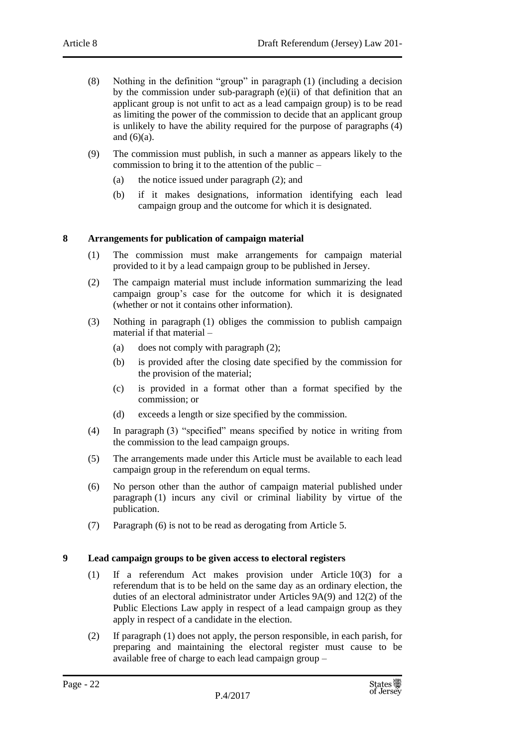(8) Nothing in the definition "group" in paragraph (1) (including a decision by the commission under sub-paragraph (e)(ii) of that definition that an applicant group is not unfit to act as a lead campaign group) is to be read as limiting the power of the commission to decide that an applicant group is unlikely to have the ability required for the purpose of paragraphs (4) and (6)(a).

(9) The commission must publish, in such a manner as appears likely to the commission to bring it to the attention of the public –

- (a) the notice issued under paragraph (2); and
- (b) if it makes designations, information identifying each lead campaign group and the outcome for which it is designated.

## 8 Arrangements for publication of campaign material

(1) The commission must make arrangements for campaign material provided to it by a lead campaign group to be published in Jersey.

(2) The campaign material must include information summarizing the lead campaign group's case for the outcome for which it is designated (whether or not it contains other information).

(3) Nothing in paragraph (1) obliges the commission to publish campaign material if that material –

- (a) does not comply with paragraph (2);
- (b) is provided after the closing date specified by the commission for the provision of the material;
- (c) is provided in a format other than a format specified by the commission; or
- (d) exceeds a length or size specified by the commission.

(4) In paragraph (3) "specified" means specified by notice in writing from the commission to the lead campaign groups.

(5) The arrangements made under this Article must be available to each lead campaign group in the referendum on equal terms.

(6) No person other than the author of campaign material published under paragraph (1) incurs any civil or criminal liability by virtue of the publication.

(7) Paragraph (6) is not to be read as derogating from Article 5.

## 9 Lead campaign groups to be given access to electoral registers

(1) If a referendum Act makes provision under Article 10(3) for a referendum that is to be held on the same day as an ordinary election, the duties of an electoral administrator under Articles 9A(9) and 12(2) of the Public Elections Law apply in respect of a lead campaign group as they apply in respect of a candidate in the election.

(2) If paragraph (1) does not apply, the person responsible, in each parish, for preparing and maintaining the electoral register must cause to be available free of charge to each lead campaign group –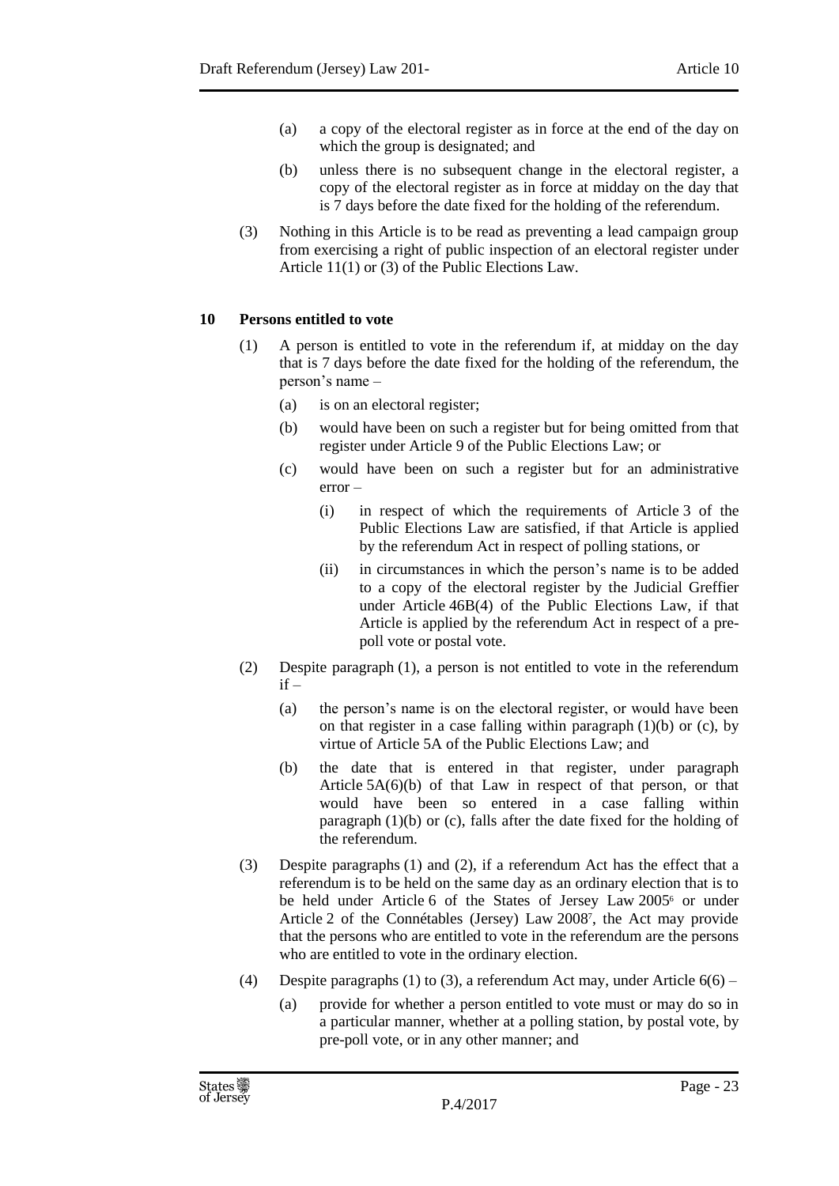(a) a copy of the electoral register as in force at the end of the day on which the group is designated; and

(b) unless there is no subsequent change in the electoral register, a copy of the electoral register as in force at midday on the day that is 7 days before the date fixed for the holding of the referendum.

(3) Nothing in this Article is to be read as preventing a lead campaign group from exercising a right of public inspection of an electoral register under Article 11(1) or (3) of the Public Elections Law.

## 10 Persons entitled to vote

(1) A person is entitled to vote in the referendum if, at midday on the day that is 7 days before the date fixed for the holding of the referendum, the person's name –

(a) is on an electoral register;

(b) would have been on such a register but for being omitted from that register under Article 9 of the Public Elections Law; or

(c) would have been on such a register but for an administrative error –

(i) in respect of which the requirements of Article 3 of the Public Elections Law are satisfied, if that Article is applied by the referendum Act in respect of polling stations, or

(ii) in circumstances in which the person's name is to be added to a copy of the electoral register by the Judicial Greffier under Article 46B(4) of the Public Elections Law, if that Article is applied by the referendum Act in respect of a pre-poll vote or postal vote.

(2) Despite paragraph (1), a person is not entitled to vote in the referendum if –

(a) the person's name is on the electoral register, or would have been on that register in a case falling within paragraph (1)(b) or (c), by virtue of Article 5A of the Public Elections Law; and

(b) the date that is entered in that register, under paragraph Article 5A(6)(b) of that Law in respect of that person, or that would have been so entered in a case falling within paragraph (1)(b) or (c), falls after the date fixed for the holding of the referendum.

(3) Despite paragraphs (1) and (2), if a referendum Act has the effect that a referendum is to be held on the same day as an ordinary election that is to be held under Article 6 of the States of Jersey Law 2005[6] or under Article 2 of the Connétables (Jersey) Law 2008[7], the Act may provide that the persons who are entitled to vote in the referendum are the persons who are entitled to vote in the ordinary election.

(4) Despite paragraphs (1) to (3), a referendum Act may, under Article 6(6) –

(a) provide for whether a person entitled to vote must or may do so in a particular manner, whether at a polling station, by postal vote, by pre-poll vote, or in any other manner; and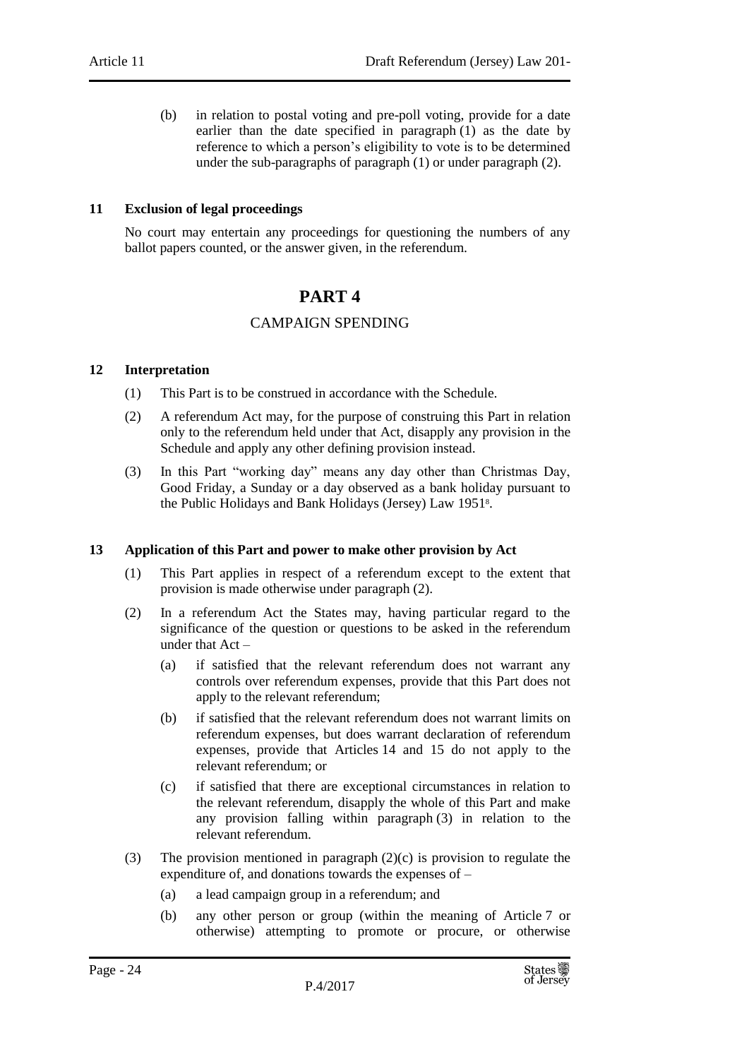(b) in relation to postal voting and pre-poll voting, provide for a date earlier than the date specified in paragraph (1) as the date by reference to which a person's eligibility to vote is to be determined under the sub-paragraphs of paragraph (1) or under paragraph (2).

### 11 Exclusion of legal proceedings

No court may entertain any proceedings for questioning the numbers of any ballot papers counted, or the answer given, in the referendum.

## PART 4

## CAMPAIGN SPENDING

### 12 Interpretation

(1) This Part is to be construed in accordance with the Schedule.

(2) A referendum Act may, for the purpose of construing this Part in relation only to the referendum held under that Act, disapply any provision in the Schedule and apply any other defining provision instead.

(3) In this Part "working day" means any day other than Christmas Day, Good Friday, a Sunday or a day observed as a bank holiday pursuant to the Public Holidays and Bank Holidays (Jersey) Law 1951[8].

### 13 Application of this Part and power to make other provision by Act

(1) This Part applies in respect of a referendum except to the extent that provision is made otherwise under paragraph (2).

(2) In a referendum Act the States may, having particular regard to the significance of the question or questions to be asked in the referendum under that Act –

(a) if satisfied that the relevant referendum does not warrant any controls over referendum expenses, provide that this Part does not apply to the relevant referendum;

(b) if satisfied that the relevant referendum does not warrant limits on referendum expenses, but does warrant declaration of referendum expenses, provide that Articles 14 and 15 do not apply to the relevant referendum; or

(c) if satisfied that there are exceptional circumstances in relation to the relevant referendum, disapply the whole of this Part and make any provision falling within paragraph (3) in relation to the relevant referendum.

(3) The provision mentioned in paragraph (2)(c) is provision to regulate the expenditure of, and donations towards the expenses of –

(a) a lead campaign group in a referendum; and

(b) any other person or group (within the meaning of Article 7 or otherwise) attempting to promote or procure, or otherwise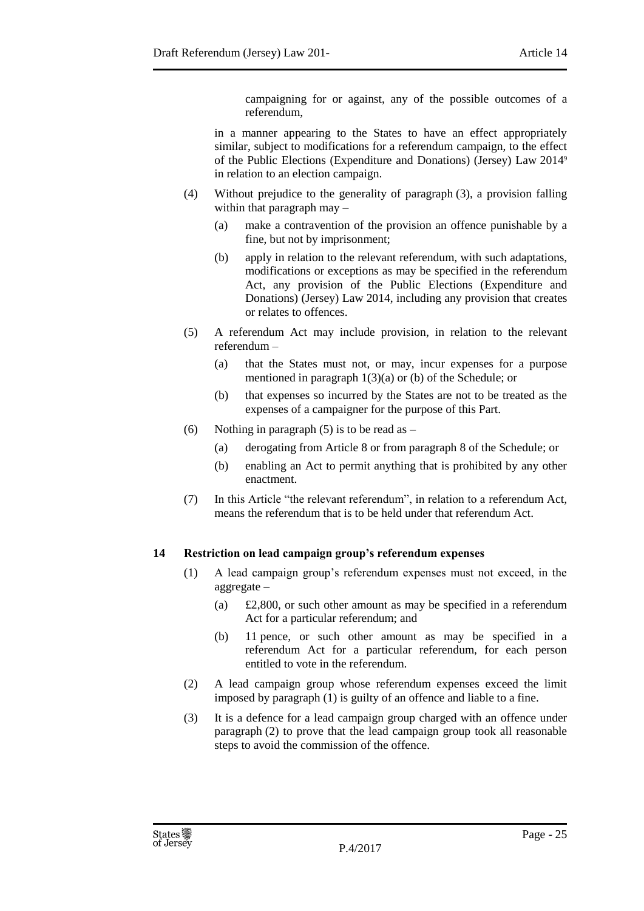campaigning for or against, any of the possible outcomes of a referendum,

in a manner appearing to the States to have an effect appropriately similar, subject to modifications for a referendum campaign, to the effect of the Public Elections (Expenditure and Donations) (Jersey) Law 2014[9] in relation to an election campaign.

(4) Without prejudice to the generality of paragraph (3), a provision falling within that paragraph may –

(a) make a contravention of the provision an offence punishable by a fine, but not by imprisonment;

(b) apply in relation to the relevant referendum, with such adaptations, modifications or exceptions as may be specified in the referendum Act, any provision of the Public Elections (Expenditure and Donations) (Jersey) Law 2014, including any provision that creates or relates to offences.

(5) A referendum Act may include provision, in relation to the relevant referendum –

(a) that the States must not, or may, incur expenses for a purpose mentioned in paragraph 1(3)(a) or (b) of the Schedule; or

(b) that expenses so incurred by the States are not to be treated as the expenses of a campaigner for the purpose of this Part.

(6) Nothing in paragraph (5) is to be read as –

(a) derogating from Article 8 or from paragraph 8 of the Schedule; or

(b) enabling an Act to permit anything that is prohibited by any other enactment.

(7) In this Article "the relevant referendum", in relation to a referendum Act, means the referendum that is to be held under that referendum Act.

**14 Restriction on lead campaign group's referendum expenses**

(1) A lead campaign group's referendum expenses must not exceed, in the aggregate –

(a) £2,800, or such other amount as may be specified in a referendum Act for a particular referendum; and

(b) 11 pence, or such other amount as may be specified in a referendum Act for a particular referendum, for each person entitled to vote in the referendum.

(2) A lead campaign group whose referendum expenses exceed the limit imposed by paragraph (1) is guilty of an offence and liable to a fine.

(3) It is a defence for a lead campaign group charged with an offence under paragraph (2) to prove that the lead campaign group took all reasonable steps to avoid the commission of the offence.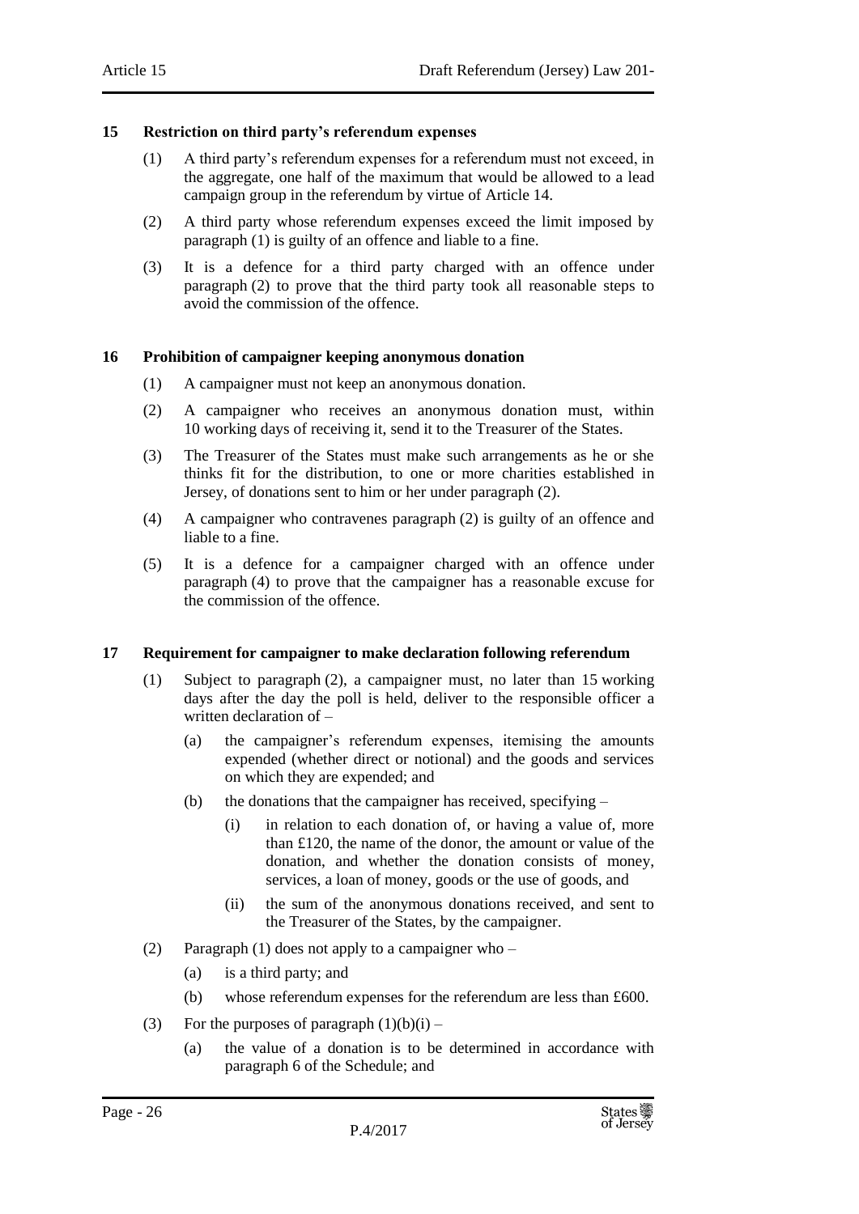## 15 Restriction on third party's referendum expenses

(1) A third party's referendum expenses for a referendum must not exceed, in the aggregate, one half of the maximum that would be allowed to a lead campaign group in the referendum by virtue of Article 14.

(2) A third party whose referendum expenses exceed the limit imposed by paragraph (1) is guilty of an offence and liable to a fine.

(3) It is a defence for a third party charged with an offence under paragraph (2) to prove that the third party took all reasonable steps to avoid the commission of the offence.

## 16 Prohibition of campaigner keeping anonymous donation

(1) A campaigner must not keep an anonymous donation.

(2) A campaigner who receives an anonymous donation must, within 10 working days of receiving it, send it to the Treasurer of the States.

(3) The Treasurer of the States must make such arrangements as he or she thinks fit for the distribution, to one or more charities established in Jersey, of donations sent to him or her under paragraph (2).

(4) A campaigner who contravenes paragraph (2) is guilty of an offence and liable to a fine.

(5) It is a defence for a campaigner charged with an offence under paragraph (4) to prove that the campaigner has a reasonable excuse for the commission of the offence.

## 17 Requirement for campaigner to make declaration following referendum

(1) Subject to paragraph (2), a campaigner must, no later than 15 working days after the day the poll is held, deliver to the responsible officer a written declaration of –

(a) the campaigner's referendum expenses, itemising the amounts expended (whether direct or notional) and the goods and services on which they are expended; and

(b) the donations that the campaigner has received, specifying –

(i) in relation to each donation of, or having a value of, more than £120, the name of the donor, the amount or value of the donation, and whether the donation consists of money, services, a loan of money, goods or the use of goods, and

(ii) the sum of the anonymous donations received, and sent to the Treasurer of the States, by the campaigner.

(2) Paragraph (1) does not apply to a campaigner who –

(a) is a third party; and

(b) whose referendum expenses for the referendum are less than £600.

(3) For the purposes of paragraph (1)(b)(i) –

(a) the value of a donation is to be determined in accordance with paragraph 6 of the Schedule; and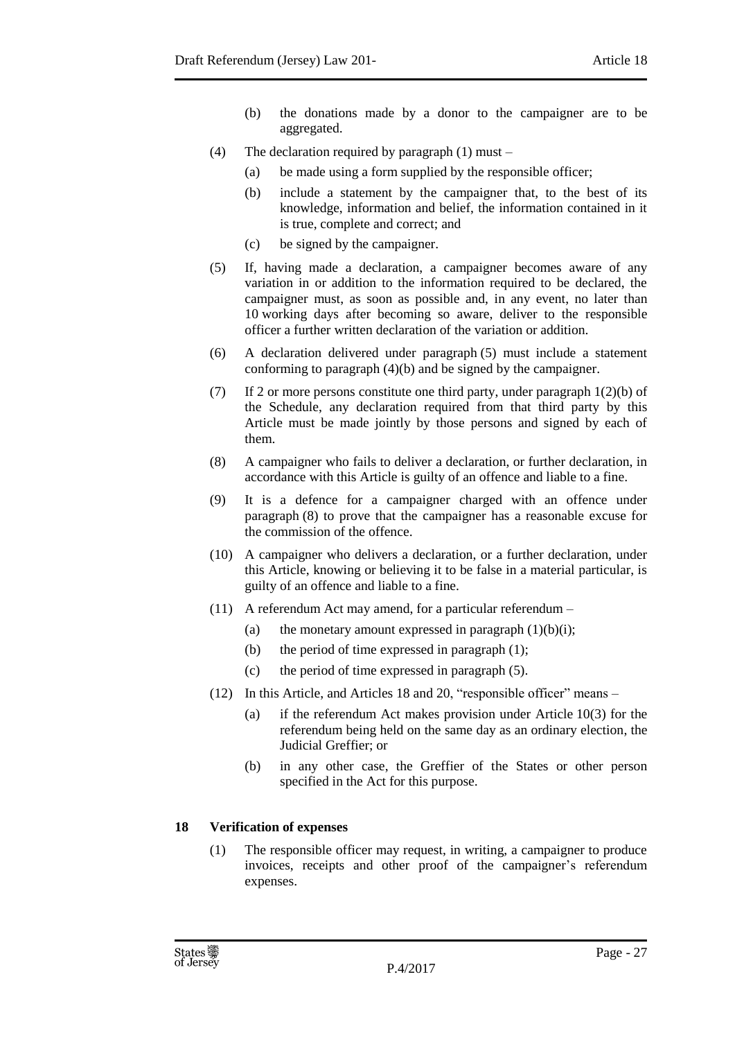(b) the donations made by a donor to the campaigner are to be aggregated.

(4) The declaration required by paragraph (1) must –

(a) be made using a form supplied by the responsible officer;

(b) include a statement by the campaigner that, to the best of its knowledge, information and belief, the information contained in it is true, complete and correct; and

(c) be signed by the campaigner.

(5) If, having made a declaration, a campaigner becomes aware of any variation in or addition to the information required to be declared, the campaigner must, as soon as possible and, in any event, no later than 10 working days after becoming so aware, deliver to the responsible officer a further written declaration of the variation or addition.

(6) A declaration delivered under paragraph (5) must include a statement conforming to paragraph (4)(b) and be signed by the campaigner.

(7) If 2 or more persons constitute one third party, under paragraph 1(2)(b) of the Schedule, any declaration required from that third party by this Article must be made jointly by those persons and signed by each of them.

(8) A campaigner who fails to deliver a declaration, or further declaration, in accordance with this Article is guilty of an offence and liable to a fine.

(9) It is a defence for a campaigner charged with an offence under paragraph (8) to prove that the campaigner has a reasonable excuse for the commission of the offence.

(10) A campaigner who delivers a declaration, or a further declaration, under this Article, knowing or believing it to be false in a material particular, is guilty of an offence and liable to a fine.

(11) A referendum Act may amend, for a particular referendum –

(a) the monetary amount expressed in paragraph (1)(b)(i);

(b) the period of time expressed in paragraph (1);

(c) the period of time expressed in paragraph (5).

(12) In this Article, and Articles 18 and 20, "responsible officer" means –

(a) if the referendum Act makes provision under Article 10(3) for the referendum being held on the same day as an ordinary election, the Judicial Greffier; or

(b) in any other case, the Greffier of the States or other person specified in the Act for this purpose.

### 18 Verification of expenses

(1) The responsible officer may request, in writing, a campaigner to produce invoices, receipts and other proof of the campaigner's referendum expenses.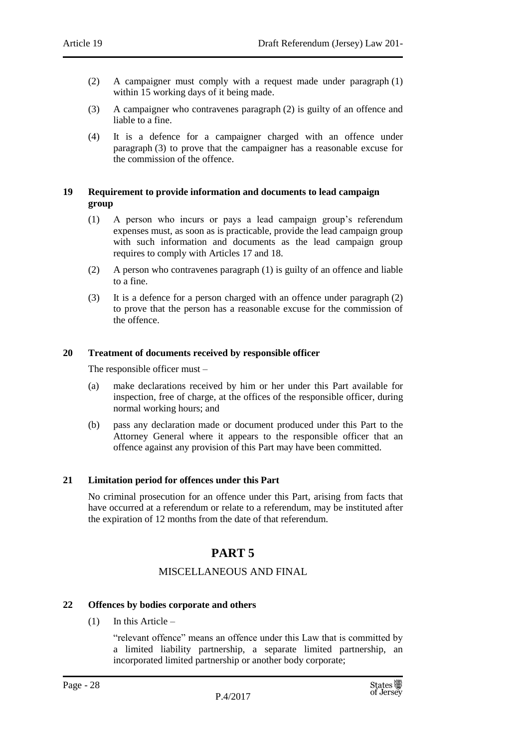(2) A campaigner must comply with a request made under paragraph (1) within 15 working days of it being made.

(3) A campaigner who contravenes paragraph (2) is guilty of an offence and liable to a fine.

(4) It is a defence for a campaigner charged with an offence under paragraph (3) to prove that the campaigner has a reasonable excuse for the commission of the offence.

### 19 Requirement to provide information and documents to lead campaign group

(1) A person who incurs or pays a lead campaign group's referendum expenses must, as soon as is practicable, provide the lead campaign group with such information and documents as the lead campaign group requires to comply with Articles 17 and 18.

(2) A person who contravenes paragraph (1) is guilty of an offence and liable to a fine.

(3) It is a defence for a person charged with an offence under paragraph (2) to prove that the person has a reasonable excuse for the commission of the offence.

### 20 Treatment of documents received by responsible officer

The responsible officer must –

(a) make declarations received by him or her under this Part available for inspection, free of charge, at the offices of the responsible officer, during normal working hours; and

(b) pass any declaration made or document produced under this Part to the Attorney General where it appears to the responsible officer that an offence against any provision of this Part may have been committed.

### 21 Limitation period for offences under this Part

No criminal prosecution for an offence under this Part, arising from facts that have occurred at a referendum or relate to a referendum, may be instituted after the expiration of 12 months from the date of that referendum.

## PART 5

## MISCELLANEOUS AND FINAL

### 22 Offences by bodies corporate and others

(1) In this Article –

"relevant offence" means an offence under this Law that is committed by a limited liability partnership, a separate limited partnership, an incorporated limited partnership or another body corporate;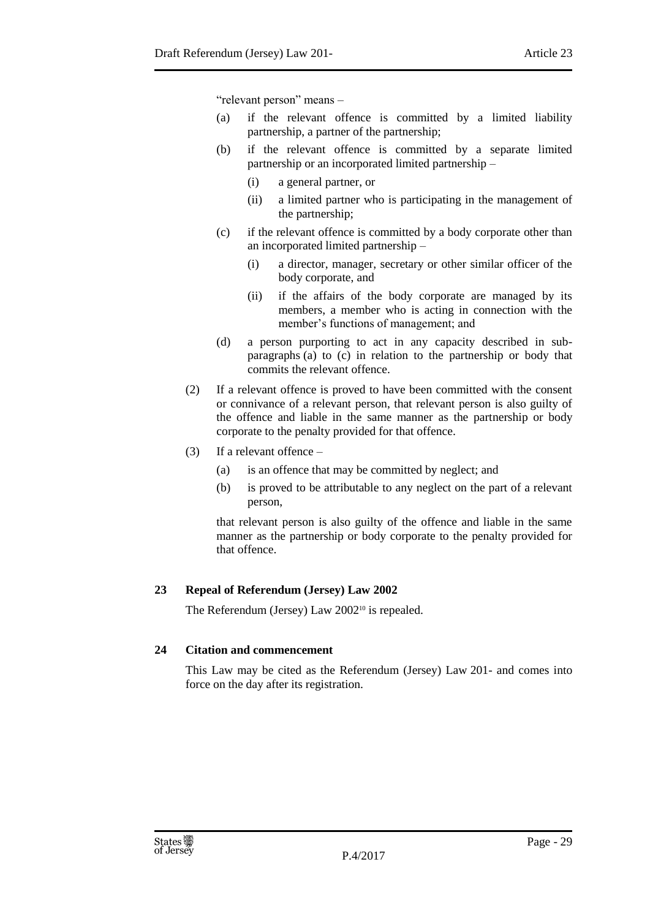"relevant person" means –

(a) if the relevant offence is committed by a limited liability partnership, a partner of the partnership;

(b) if the relevant offence is committed by a separate limited partnership or an incorporated limited partnership –

   (i) a general partner, or

   (ii) a limited partner who is participating in the management of the partnership;

(c) if the relevant offence is committed by a body corporate other than an incorporated limited partnership –

   (i) a director, manager, secretary or other similar officer of the body corporate, and

   (ii) if the affairs of the body corporate are managed by its members, a member who is acting in connection with the member's functions of management; and

(d) a person purporting to act in any capacity described in sub-paragraphs (a) to (c) in relation to the partnership or body that commits the relevant offence.

(2) If a relevant offence is proved to have been committed with the consent or connivance of a relevant person, that relevant person is also guilty of the offence and liable in the same manner as the partnership or body corporate to the penalty provided for that offence.

(3) If a relevant offence –

   (a) is an offence that may be committed by neglect; and

   (b) is proved to be attributable to any neglect on the part of a relevant person,

that relevant person is also guilty of the offence and liable in the same manner as the partnership or body corporate to the penalty provided for that offence.

### 23 Repeal of Referendum (Jersey) Law 2002

The Referendum (Jersey) Law 2002[10] is repealed.

### 24 Citation and commencement

This Law may be cited as the Referendum (Jersey) Law 201- and comes into force on the day after its registration.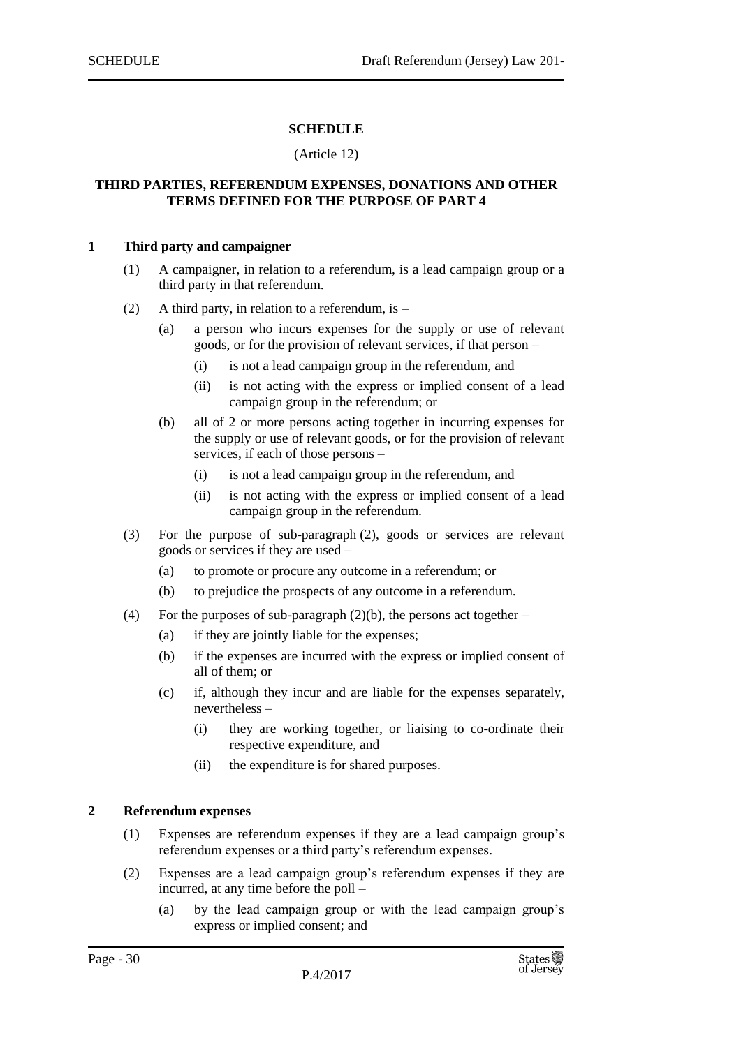## SCHEDULE

(Article 12)

### THIRD PARTIES, REFERENDUM EXPENSES, DONATIONS AND OTHER TERMS DEFINED FOR THE PURPOSE OF PART 4

**1 Third party and campaigner**

(1) A campaigner, in relation to a referendum, is a lead campaign group or a third party in that referendum.

(2) A third party, in relation to a referendum, is –

(a) a person who incurs expenses for the supply or use of relevant goods, or for the provision of relevant services, if that person –

(i) is not a lead campaign group in the referendum, and

(ii) is not acting with the express or implied consent of a lead campaign group in the referendum; or

(b) all of 2 or more persons acting together in incurring expenses for the supply or use of relevant goods, or for the provision of relevant services, if each of those persons –

(i) is not a lead campaign group in the referendum, and

(ii) is not acting with the express or implied consent of a lead campaign group in the referendum.

(3) For the purpose of sub-paragraph (2), goods or services are relevant goods or services if they are used –

(a) to promote or procure any outcome in a referendum; or

(b) to prejudice the prospects of any outcome in a referendum.

(4) For the purposes of sub-paragraph (2)(b), the persons act together –

(a) if they are jointly liable for the expenses;

(b) if the expenses are incurred with the express or implied consent of all of them; or

(c) if, although they incur and are liable for the expenses separately, nevertheless –

(i) they are working together, or liaising to co-ordinate their respective expenditure, and

(ii) the expenditure is for shared purposes.

**2 Referendum expenses**

(1) Expenses are referendum expenses if they are a lead campaign group's referendum expenses or a third party's referendum expenses.

(2) Expenses are a lead campaign group's referendum expenses if they are incurred, at any time before the poll –

(a) by the lead campaign group or with the lead campaign group's express or implied consent; and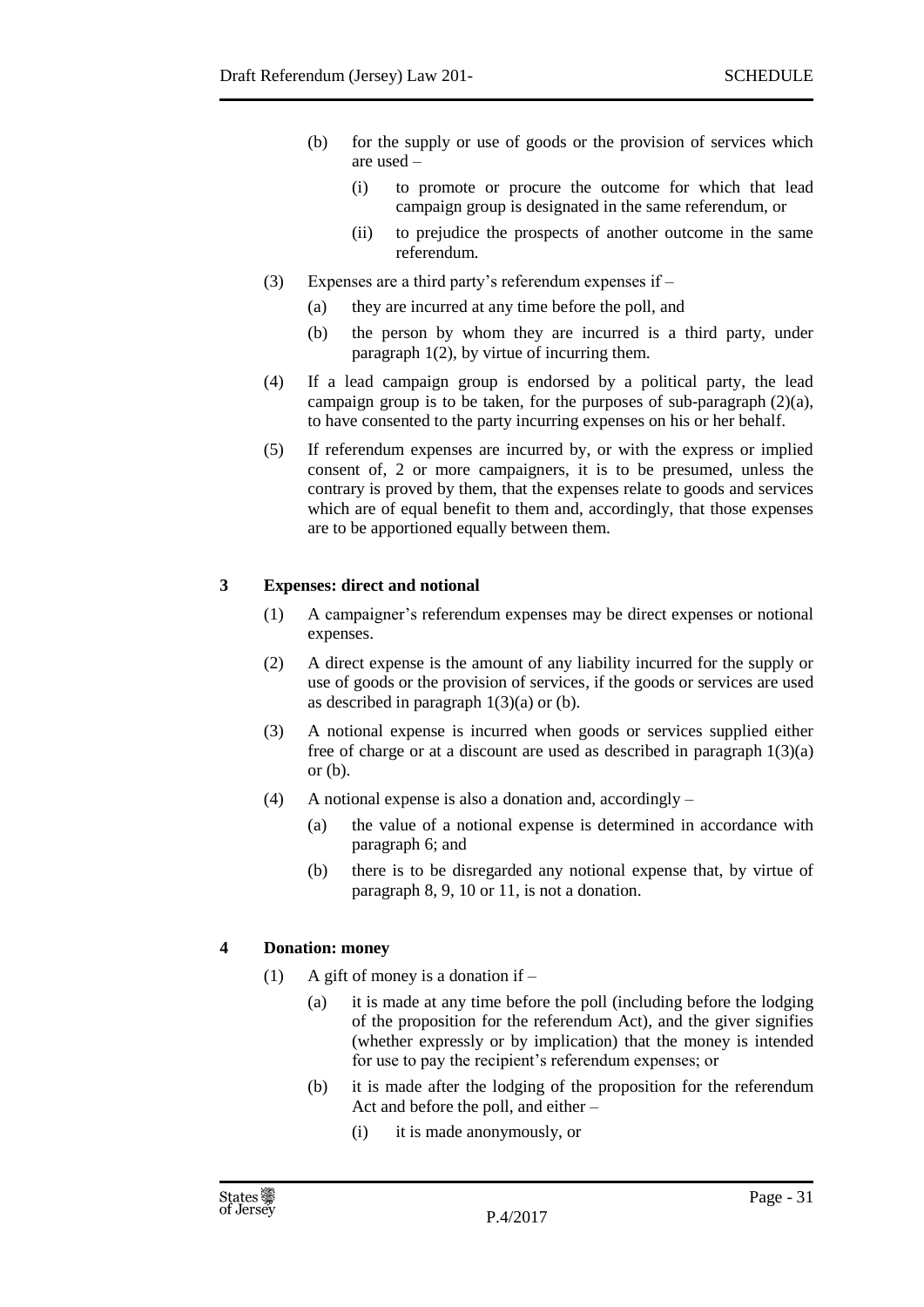(b) for the supply or use of goods or the provision of services which are used –

(i) to promote or procure the outcome for which that lead campaign group is designated in the same referendum, or

(ii) to prejudice the prospects of another outcome in the same referendum.

(3) Expenses are a third party's referendum expenses if –

(a) they are incurred at any time before the poll, and

(b) the person by whom they are incurred is a third party, under paragraph 1(2), by virtue of incurring them.

(4) If a lead campaign group is endorsed by a political party, the lead campaign group is to be taken, for the purposes of sub-paragraph (2)(a), to have consented to the party incurring expenses on his or her behalf.

(5) If referendum expenses are incurred by, or with the express or implied consent of, 2 or more campaigners, it is to be presumed, unless the contrary is proved by them, that the expenses relate to goods and services which are of equal benefit to them and, accordingly, that those expenses are to be apportioned equally between them.

**3 Expenses: direct and notional**

(1) A campaigner's referendum expenses may be direct expenses or notional expenses.

(2) A direct expense is the amount of any liability incurred for the supply or use of goods or the provision of services, if the goods or services are used as described in paragraph 1(3)(a) or (b).

(3) A notional expense is incurred when goods or services supplied either free of charge or at a discount are used as described in paragraph 1(3)(a) or (b).

(4) A notional expense is also a donation and, accordingly –

(a) the value of a notional expense is determined in accordance with paragraph 6; and

(b) there is to be disregarded any notional expense that, by virtue of paragraph 8, 9, 10 or 11, is not a donation.

**4 Donation: money**

(1) A gift of money is a donation if –

(a) it is made at any time before the poll (including before the lodging of the proposition for the referendum Act), and the giver signifies (whether expressly or by implication) that the money is intended for use to pay the recipient's referendum expenses; or

(b) it is made after the lodging of the proposition for the referendum Act and before the poll, and either –

(i) it is made anonymously, or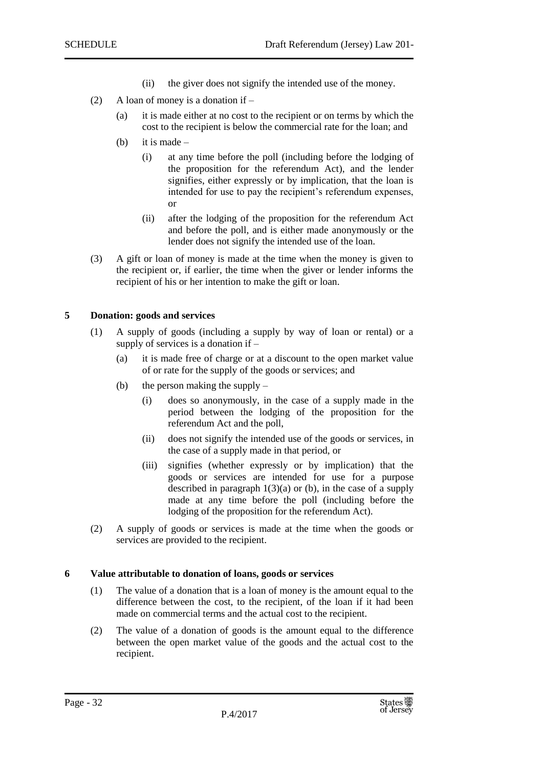(ii) the giver does not signify the intended use of the money.

(2) A loan of money is a donation if –

(a) it is made either at no cost to the recipient or on terms by which the cost to the recipient is below the commercial rate for the loan; and

(b) it is made –

(i) at any time before the poll (including before the lodging of the proposition for the referendum Act), and the lender signifies, either expressly or by implication, that the loan is intended for use to pay the recipient's referendum expenses, or

(ii) after the lodging of the proposition for the referendum Act and before the poll, and is either made anonymously or the lender does not signify the intended use of the loan.

(3) A gift or loan of money is made at the time when the money is given to the recipient or, if earlier, the time when the giver or lender informs the recipient of his or her intention to make the gift or loan.

### 5 Donation: goods and services

(1) A supply of goods (including a supply by way of loan or rental) or a supply of services is a donation if –

(a) it is made free of charge or at a discount to the open market value of or rate for the supply of the goods or services; and

(b) the person making the supply –

(i) does so anonymously, in the case of a supply made in the period between the lodging of the proposition for the referendum Act and the poll,

(ii) does not signify the intended use of the goods or services, in the case of a supply made in that period, or

(iii) signifies (whether expressly or by implication) that the goods or services are intended for use for a purpose described in paragraph 1(3)(a) or (b), in the case of a supply made at any time before the poll (including before the lodging of the proposition for the referendum Act).

(2) A supply of goods or services is made at the time when the goods or services are provided to the recipient.

### 6 Value attributable to donation of loans, goods or services

(1) The value of a donation that is a loan of money is the amount equal to the difference between the cost, to the recipient, of the loan if it had been made on commercial terms and the actual cost to the recipient.

(2) The value of a donation of goods is the amount equal to the difference between the open market value of the goods and the actual cost to the recipient.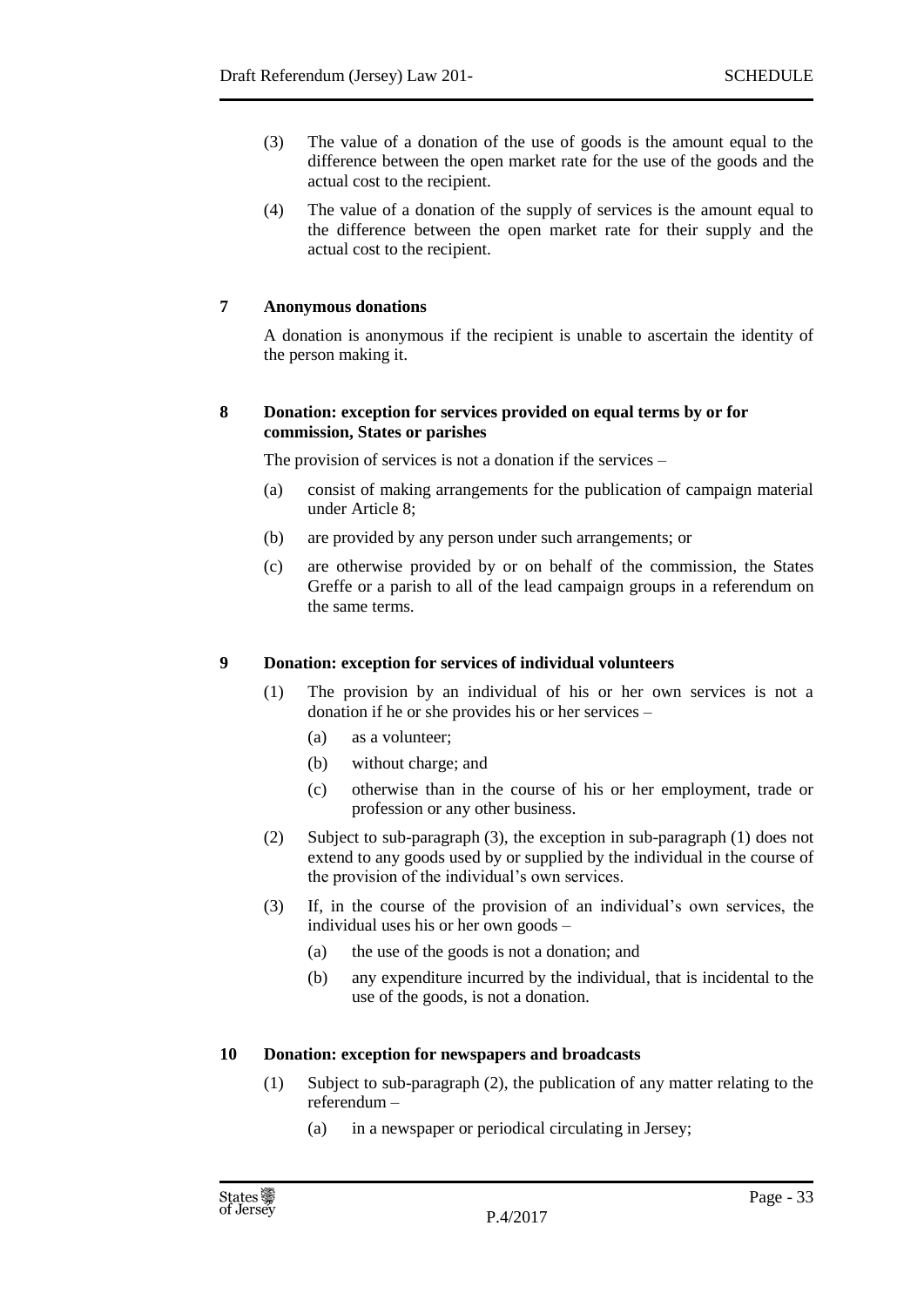(3) The value of a donation of the use of goods is the amount equal to the difference between the open market rate for the use of the goods and the actual cost to the recipient.

(4) The value of a donation of the supply of services is the amount equal to the difference between the open market rate for their supply and the actual cost to the recipient.

**7 Anonymous donations**

A donation is anonymous if the recipient is unable to ascertain the identity of the person making it.

**8 Donation: exception for services provided on equal terms by or for commission, States or parishes**

The provision of services is not a donation if the services –

(a) consist of making arrangements for the publication of campaign material under Article 8;

(b) are provided by any person under such arrangements; or

(c) are otherwise provided by or on behalf of the commission, the States Greffe or a parish to all of the lead campaign groups in a referendum on the same terms.

**9 Donation: exception for services of individual volunteers**

(1) The provision by an individual of his or her own services is not a donation if he or she provides his or her services –

(a) as a volunteer;

(b) without charge; and

(c) otherwise than in the course of his or her employment, trade or profession or any other business.

(2) Subject to sub-paragraph (3), the exception in sub-paragraph (1) does not extend to any goods used by or supplied by the individual in the course of the provision of the individual's own services.

(3) If, in the course of the provision of an individual's own services, the individual uses his or her own goods –

(a) the use of the goods is not a donation; and

(b) any expenditure incurred by the individual, that is incidental to the use of the goods, is not a donation.

**10 Donation: exception for newspapers and broadcasts**

(1) Subject to sub-paragraph (2), the publication of any matter relating to the referendum –

(a) in a newspaper or periodical circulating in Jersey;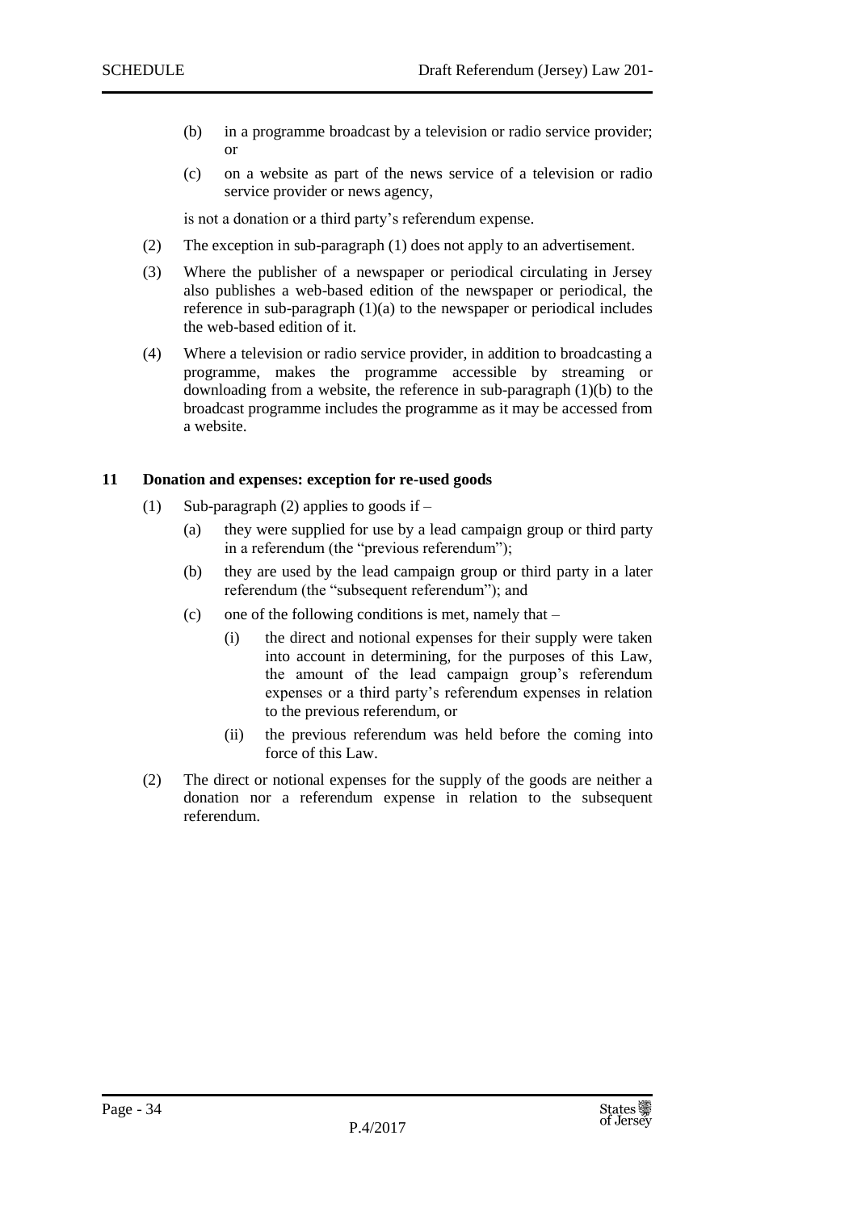(b) in a programme broadcast by a television or radio service provider; or

(c) on a website as part of the news service of a television or radio service provider or news agency,

is not a donation or a third party's referendum expense.

(2) The exception in sub-paragraph (1) does not apply to an advertisement.

(3) Where the publisher of a newspaper or periodical circulating in Jersey also publishes a web-based edition of the newspaper or periodical, the reference in sub-paragraph (1)(a) to the newspaper or periodical includes the web-based edition of it.

(4) Where a television or radio service provider, in addition to broadcasting a programme, makes the programme accessible by streaming or downloading from a website, the reference in sub-paragraph (1)(b) to the broadcast programme includes the programme as it may be accessed from a website.

**11 Donation and expenses: exception for re-used goods**

(1) Sub-paragraph (2) applies to goods if –

(a) they were supplied for use by a lead campaign group or third party in a referendum (the "previous referendum");

(b) they are used by the lead campaign group or third party in a later referendum (the "subsequent referendum"); and

(c) one of the following conditions is met, namely that –

(i) the direct and notional expenses for their supply were taken into account in determining, for the purposes of this Law, the amount of the lead campaign group's referendum expenses or a third party's referendum expenses in relation to the previous referendum, or

(ii) the previous referendum was held before the coming into force of this Law.

(2) The direct or notional expenses for the supply of the goods are neither a donation nor a referendum expense in relation to the subsequent referendum.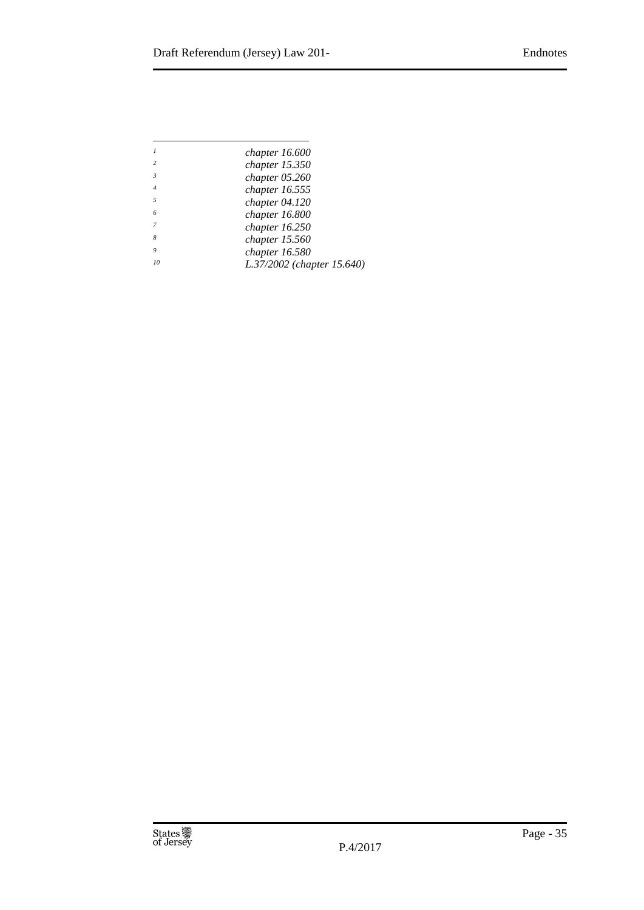---

[1] *chapter 16.600*
[2] *chapter 15.350*
[3] *chapter 05.260*
[4] *chapter 16.555*
[5] *chapter 04.120*
[6] *chapter 16.800*
[7] *chapter 16.250*
[8] *chapter 15.560*
[9] *chapter 16.580*
[10] *L.37/2002 (chapter 15.640)*